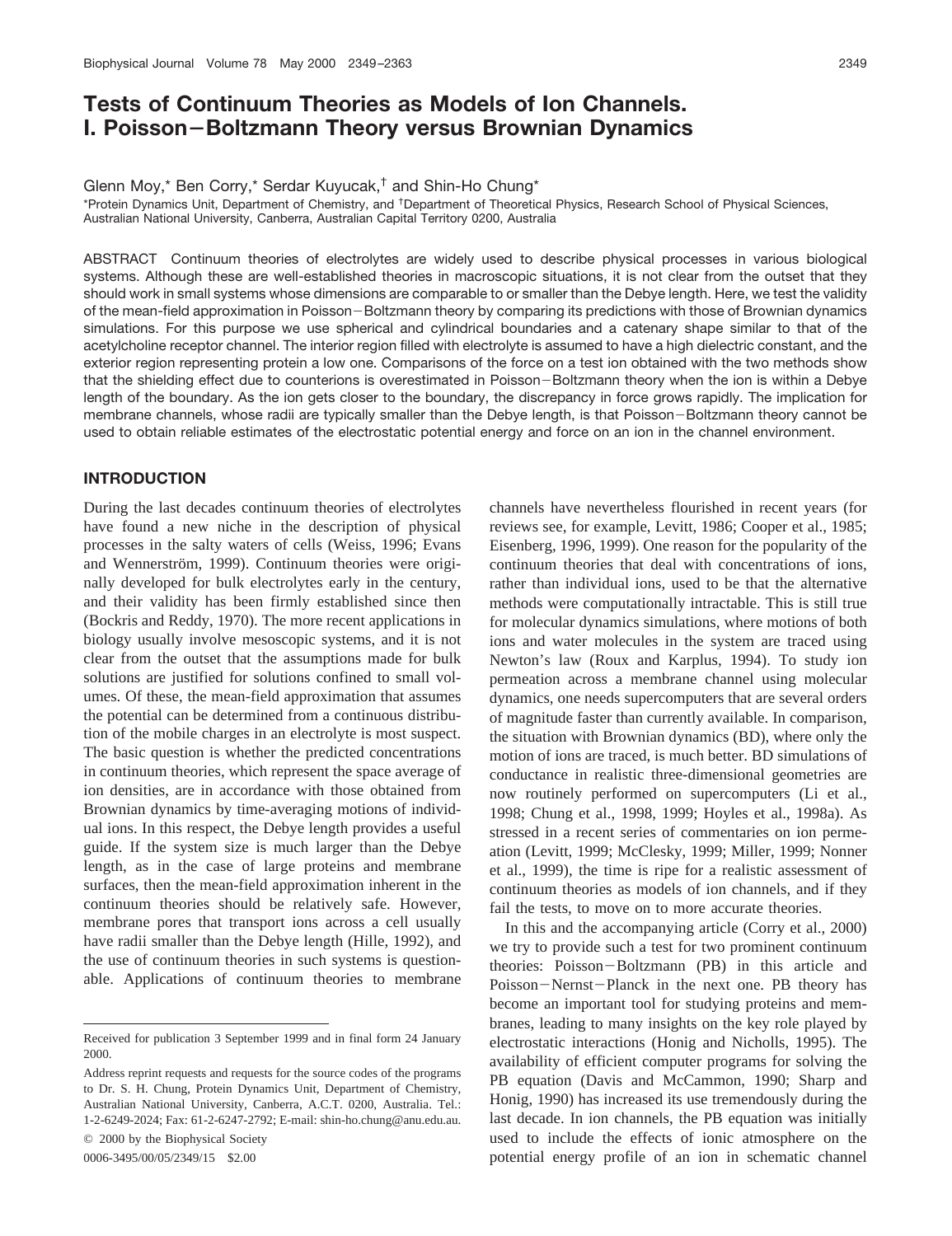# Tests of Continuum Theories as Models of Ion Channels. I. Poisson–Boltzmann Theory versus Brownian Dynamics

Glenn Moy,* Ben Corry,* Serdar Kuyucak,[†] and Shin-Ho Chung*

*Protein Dynamics Unit, Department of Chemistry, and [†]Department of Theoretical Physics, Research School of Physical Sciences, Australian National University, Canberra, Australian Capital Territory 0200, Australia

ABSTRACT Continuum theories of electrolytes are widely used to describe physical processes in various biological systems. Although these are well-established theories in macroscopic situations, it is not clear from the outset that they should work in small systems whose dimensions are comparable to or smaller than the Debye length. Here, we test the validity of the mean-field approximation in Poisson–Boltzmann theory by comparing its predictions with those of Brownian dynamics simulations. For this purpose we use spherical and cylindrical boundaries and a catenary shape similar to that of the acetylcholine receptor channel. The interior region filled with electrolyte is assumed to have a high dielectric constant, and the exterior region representing protein a low one. Comparisons of the force on a test ion obtained with the two methods show that the shielding effect due to counterions is overestimated in Poisson–Boltzmann theory when the ion is within a Debye length of the boundary. As the ion gets closer to the boundary, the discrepancy in force grows rapidly. The implication for membrane channels, whose radii are typically smaller than the Debye length, is that Poisson–Boltzmann theory cannot be used to obtain reliable estimates of the electrostatic potential energy and force on an ion in the channel environment.

## INTRODUCTION

During the last decades continuum theories of electrolytes have found a new niche in the description of physical processes in the salty waters of cells (Weiss, 1996; Evans and Wennerström, 1999). Continuum theories were originally developed for bulk electrolytes early in the century, and their validity has been firmly established since then (Bockris and Reddy, 1970). The more recent applications in biology usually involve mesoscopic systems, and it is not clear from the outset that the assumptions made for bulk solutions are justified for solutions confined to small volumes. Of these, the mean-field approximation that assumes the potential can be determined from a continuous distribution of the mobile charges in an electrolyte is most suspect. The basic question is whether the predicted concentrations in continuum theories, which represent the space average of ion densities, are in accordance with those obtained from Brownian dynamics by time-averaging motions of individual ions. In this respect, the Debye length provides a useful guide. If the system size is much larger than the Debye length, as in the case of large proteins and membrane surfaces, then the mean-field approximation inherent in the continuum theories should be relatively safe. However, membrane pores that transport ions across a cell usually have radii smaller than the Debye length (Hille, 1992), and the use of continuum theories in such systems is questionable. Applications of continuum theories to membrane channels have nevertheless flourished in recent years (for reviews see, for example, Levitt, 1986; Cooper et al., 1985; Eisenberg, 1996, 1999). One reason for the popularity of the continuum theories that deal with concentrations of ions, rather than individual ions, used to be that the alternative methods were computationally intractable. This is still true for molecular dynamics simulations, where motions of both ions and water molecules in the system are traced using Newton's law (Roux and Karplus, 1994). To study ion permeation across a membrane channel using molecular dynamics, one needs supercomputers that are several orders of magnitude faster than currently available. In comparison, the situation with Brownian dynamics (BD), where only the motion of ions are traced, is much better. BD simulations of conductance in realistic three-dimensional geometries are now routinely performed on supercomputers (Li et al., 1998; Chung et al., 1998, 1999; Hoyles et al., 1998a). As stressed in a recent series of commentaries on ion permeation (Levitt, 1999; McClesky, 1999; Miller, 1999; Nonner et al., 1999), the time is ripe for a realistic assessment of continuum theories as models of ion channels, and if they fail the tests, to move on to more accurate theories.

In this and the accompanying article (Corry et al., 2000) we try to provide such a test for two prominent continuum theories: Poisson–Boltzmann (PB) in this article and Poisson–Nernst–Planck in the next one. PB theory has become an important tool for studying proteins and membranes, leading to many insights on the key role played by electrostatic interactions (Honig and Nicholls, 1995). The availability of efficient computer programs for solving the PB equation (Davis and McCammon, 1990; Sharp and Honig, 1990) has increased its use tremendously during the last decade. In ion channels, the PB equation was initially used to include the effects of ionic atmosphere on the potential energy profile of an ion in schematic channel

Received for publication 3 September 1999 and in final form 24 January 2000.

Address reprint requests and requests for the source codes of the programs to Dr. S. H. Chung, Protein Dynamics Unit, Department of Chemistry, Australian National University, Canberra, A.C.T. 0200, Australia. Tel.: 1-2-6249-2024; Fax: 61-2-6247-2792; E-mail: shin-ho.chung@anu.edu.au.

© 2000 by the Biophysical Society

0006-3495/00/05/2349/15 $2.00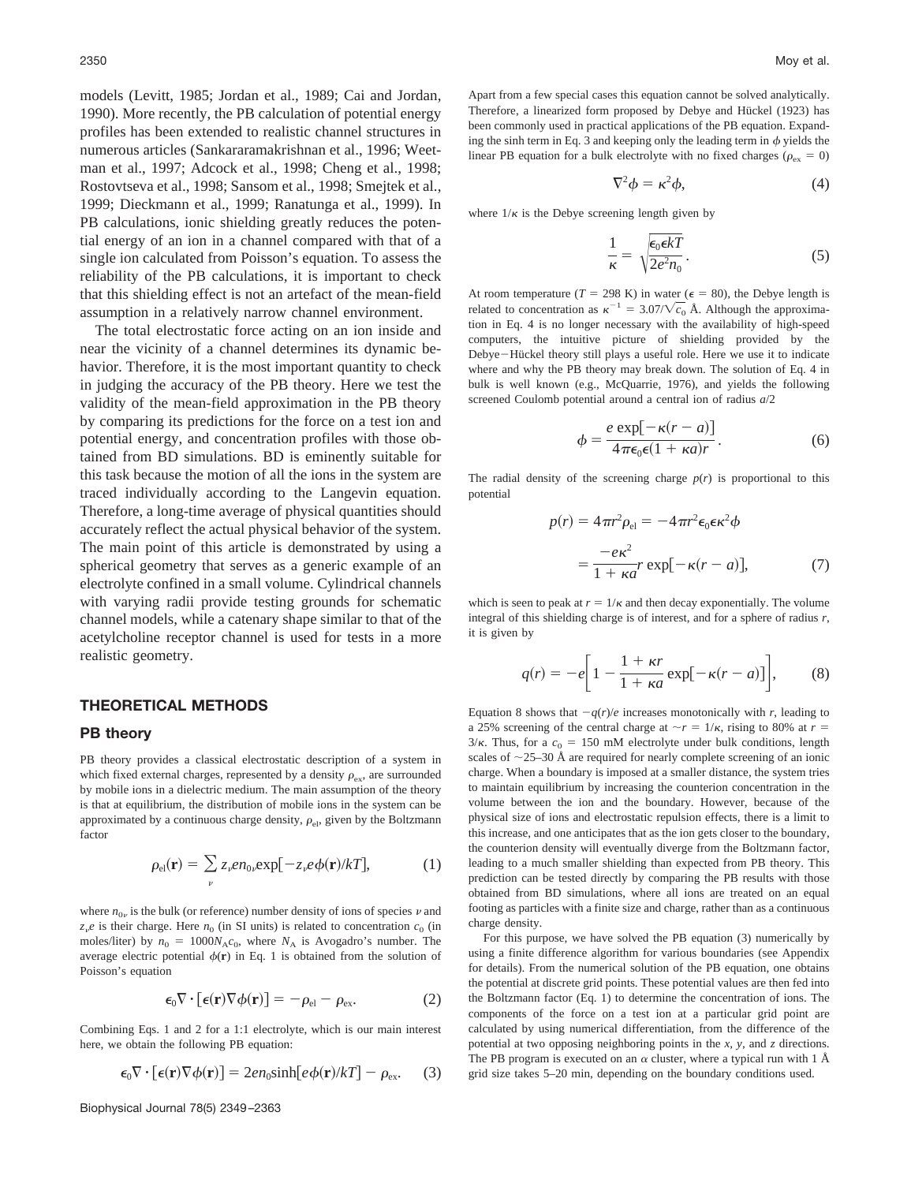models (Levitt, 1985; Jordan et al., 1989; Cai and Jordan, 1990). More recently, the PB calculation of potential energy profiles has been extended to realistic channel structures in numerous articles (Sankararamakrishnan et al., 1996; Weetman et al., 1997; Adcock et al., 1998; Cheng et al., 1998; Rostovtseva et al., 1998; Sansom et al., 1998; Smejtek et al., 1999; Dieckmann et al., 1999; Ranatunga et al., 1999). In PB calculations, ionic shielding greatly reduces the potential energy of an ion in a channel compared with that of a single ion calculated from Poisson's equation. To assess the reliability of the PB calculations, it is important to check that this shielding effect is not an artefact of the mean-field assumption in a relatively narrow channel environment.

The total electrostatic force acting on an ion inside and near the vicinity of a channel determines its dynamic behavior. Therefore, it is the most important quantity to check in judging the accuracy of the PB theory. Here we test the validity of the mean-field approximation in the PB theory by comparing its predictions for the force on a test ion and potential energy, and concentration profiles with those obtained from BD simulations. BD is eminently suitable for this task because the motion of all the ions in the system are traced individually according to the Langevin equation. Therefore, a long-time average of physical quantities should accurately reflect the actual physical behavior of the system. The main point of this article is demonstrated by using a spherical geometry that serves as a generic example of an electrolyte confined in a small volume. Cylindrical channels with varying radii provide testing grounds for schematic channel models, while a catenary shape similar to that of the acetylcholine receptor channel is used for tests in a more realistic geometry.

## THEORETICAL METHODS

### PB theory

PB theory provides a classical electrostatic description of a system in which fixed external charges, represented by a density $\rho_{ex}$, are surrounded by mobile ions in a dielectric medium. The main assumption of the theory is that at equilibrium, the distribution of mobile ions in the system can be approximated by a continuous charge density, $\rho_{el}$, given by the Boltzmann factor

$$\rho_{el}(\mathbf{r}) = \sum_{\nu} z_{\nu} e n_{0\nu} \exp[-z_{\nu} e \phi(\mathbf{r})/kT], \tag{1}$$

where $n_{0\nu}$ is the bulk (or reference) number density of ions of species $\nu$ and $z_{\nu}e$ is their charge. Here $n_0$ (in SI units) is related to concentration $c_0$ (in moles/liter) by $n_0 = 1000 N_A c_0$, where $N_A$ is Avogadro's number. The average electric potential $\phi(\mathbf{r})$ in Eq. 1 is obtained from the solution of Poisson's equation

$$\epsilon_0 \nabla \cdot [\epsilon(\mathbf{r}) \nabla \phi(\mathbf{r})] = -\rho_{el} - \rho_{ex}. \tag{2}$$

Combining Eqs. 1 and 2 for a 1:1 electrolyte, which is our main interest here, we obtain the following PB equation:

$$\epsilon_0 \nabla \cdot [\epsilon(\mathbf{r}) \nabla \phi(\mathbf{r})] = 2 e n_0 \sinh[e \phi(\mathbf{r})/kT] - \rho_{ex}. \tag{3}$$

Apart from a few special cases this equation cannot be solved analytically. Therefore, a linearized form proposed by Debye and Hückel (1923) has been commonly used in practical applications of the PB equation. Expanding the sinh term in Eq. 3 and keeping only the leading term in $\phi$ yields the linear PB equation for a bulk electrolyte with no fixed charges ($\rho_{ex} = 0$)

$$\nabla^2 \phi = \kappa^2 \phi, \tag{4}$$

where $1/\kappa$ is the Debye screening length given by

$$\frac{1}{\kappa} = \sqrt{\frac{\epsilon_0 \epsilon kT}{2 e^2 n_0}}. \tag{5}$$

At room temperature ($T = 298$ K) in water ($\epsilon = 80$), the Debye length is related to concentration as $\kappa^{-1} = 3.07/\sqrt{c_0}$ Å. Although the approximation in Eq. 4 is no longer necessary with the availability of high-speed computers, the intuitive picture of shielding provided by the Debye–Hückel theory still plays a useful role. Here we use it to indicate where and why the PB theory may break down. The solution of Eq. 4 in bulk is well known (e.g., McQuarrie, 1976), and yields the following screened Coulomb potential around a central ion of radius $a/2$

$$\phi = \frac{e \exp[-\kappa(r - a)]}{4\pi\epsilon_0 \epsilon (1 + \kappa a) r}. \tag{6}$$

The radial density of the screening charge $p(r)$ is proportional to this potential

$$p(r) = 4\pi r^2 \rho_{el} = -4\pi r^2 \epsilon_0 \epsilon \kappa^2 \phi$$
$$= \frac{-e\kappa^2}{1 + \kappa a} r \exp[-\kappa(r - a)], \tag{7}$$

which is seen to peak at $r = 1/\kappa$ and then decay exponentially. The volume integral of this shielding charge is of interest, and for a sphere of radius $r$, it is given by

$$q(r) = -e\left[1 - \frac{1 + \kappa r}{1 + \kappa a} \exp[-\kappa(r - a)]\right], \tag{8}$$

Equation 8 shows that $-q(r)/e$ increases monotonically with $r$, leading to a 25% screening of the central charge at $\sim r = 1/\kappa$, rising to 80% at $r = 3/\kappa$. Thus, for a $c_0 = 150$ mM electrolyte under bulk conditions, length scales of ~25–30 Å are required for nearly complete screening of an ionic charge. When a boundary is imposed at a smaller distance, the system tries to maintain equilibrium by increasing the counterion concentration in the volume between the ion and the boundary. However, because of the physical size of ions and electrostatic repulsion effects, there is a limit to this increase, and one anticipates that as the ion gets closer to the boundary, the counterion density will eventually diverge from the Boltzmann factor, leading to a much smaller shielding than expected from PB theory. This prediction can be tested directly by comparing the PB results with those obtained from BD simulations, where all ions are treated on an equal footing as particles with a finite size and charge, rather than as a continuous charge density.

For this purpose, we have solved the PB equation (3) numerically by using a finite difference algorithm for various boundaries (see Appendix for details). From the numerical solution of the PB equation, one obtains the potential at discrete grid points. These potential values are then fed into the Boltzmann factor (Eq. 1) to determine the concentration of ions. The components of the force on a test ion at a particular grid point are calculated by using numerical differentiation, from the difference of the potential at two opposing neighboring points in the $x$, $y$, and $z$ directions. The PB program is executed on an $\alpha$ cluster, where a typical run with 1 Å grid size takes 5–20 min, depending on the boundary conditions used.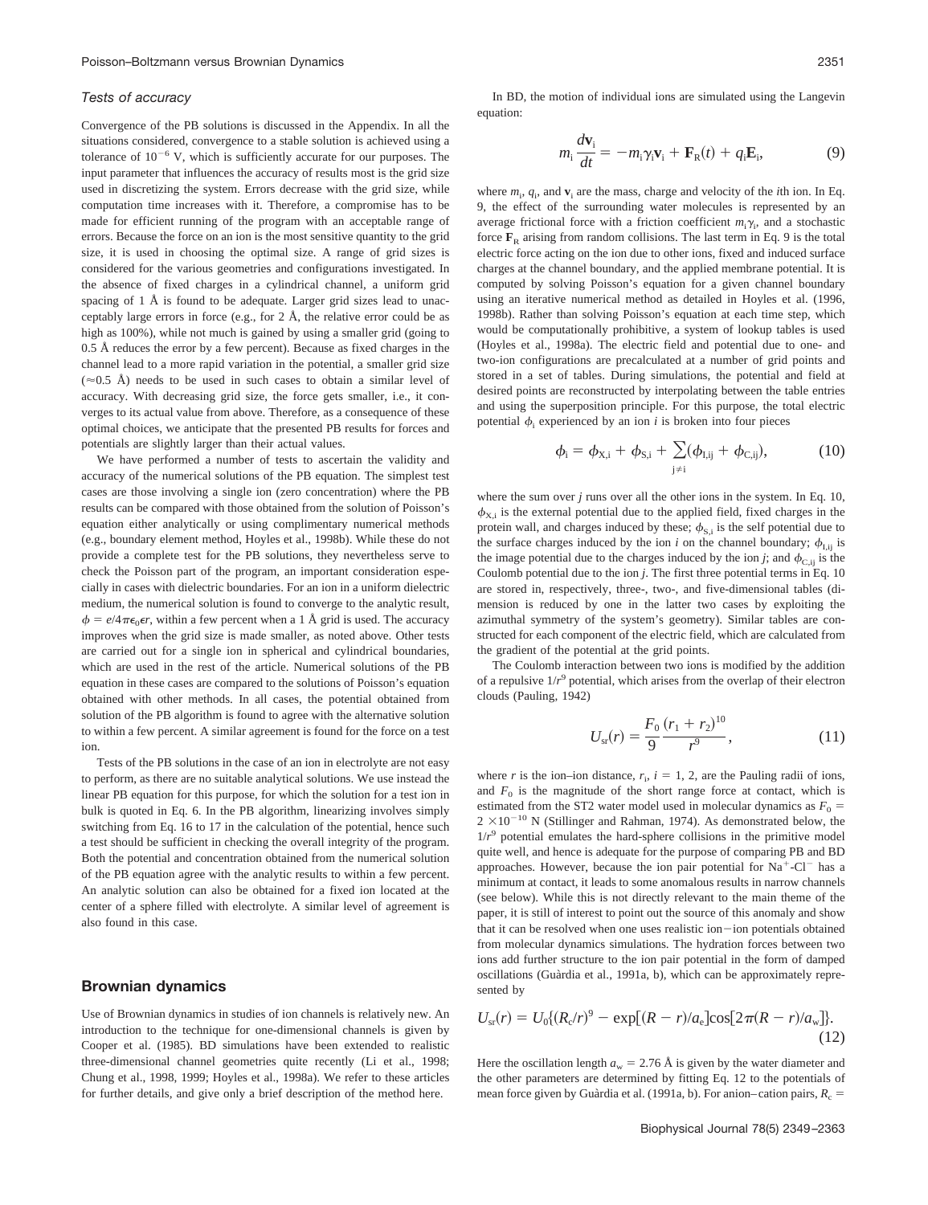### Tests of accuracy

Convergence of the PB solutions is discussed in the Appendix. In all the situations considered, convergence to a stable solution is achieved using a tolerance of $10^{-6}$ V, which is sufficiently accurate for our purposes. The input parameter that influences the accuracy of results most is the grid size used in discretizing the system. Errors decrease with the grid size, while computation time increases with it. Therefore, a compromise has to be made for efficient running of the program with an acceptable range of errors. Because the force on an ion is the most sensitive quantity to the grid size, it is used in choosing the optimal size. A range of grid sizes is considered for the various geometries and configurations investigated. In the absence of fixed charges in a cylindrical channel, a uniform grid spacing of 1 Å is found to be adequate. Larger grid sizes lead to unacceptably large errors in force (e.g., for 2 Å, the relative error could be as high as 100%), while not much is gained by using a smaller grid (going to 0.5 Å reduces the error by a few percent). Because as fixed charges in the channel lead to a more rapid variation in the potential, a smaller grid size ($\approx$0.5 Å) needs to be used in such cases to obtain a similar level of accuracy. With decreasing grid size, the force gets smaller, i.e., it converges to its actual value from above. Therefore, as a consequence of these optimal choices, we anticipate that the presented PB results for forces and potentials are slightly larger than their actual values.

We have performed a number of tests to ascertain the validity and accuracy of the numerical solutions of the PB equation. The simplest test cases are those involving a single ion (zero concentration) where the PB results can be compared with those obtained from the solution of Poisson's equation either analytically or using complimentary numerical methods (e.g., boundary element method, Hoyles et al., 1998b). While these do not provide a complete test for the PB solutions, they nevertheless serve to check the Poisson part of the program, an important consideration especially in cases with dielectric boundaries. For an ion in a uniform dielectric medium, the numerical solution is found to converge to the analytic result, $\phi = e/4\pi\epsilon_0\epsilon r$, within a few percent when a 1 Å grid is used. The accuracy improves when the grid size is made smaller, as noted above. Other tests are carried out for a single ion in spherical and cylindrical boundaries, which are used in the rest of the article. Numerical solutions of the PB equation in these cases are compared to the solutions of Poisson's equation obtained with other methods. In all cases, the potential obtained from solution of the PB algorithm is found to agree with the alternative solution to within a few percent. A similar agreement is found for the force on a test ion.

Tests of the PB solutions in the case of an ion in electrolyte are not easy to perform, as there are no suitable analytical solutions. We use instead the linear PB equation for this purpose, for which the solution for a test ion in bulk is quoted in Eq. 6. In the PB algorithm, linearizing involves simply switching from Eq. 16 to 17 in the calculation of the potential, hence such a test should be sufficient in checking the overall integrity of the program. Both the potential and concentration obtained from the numerical solution of the PB equation agree with the analytic results to within a few percent. An analytic solution can also be obtained for a fixed ion located at the center of a sphere filled with electrolyte. A similar level of agreement is also found in this case.

## Brownian dynamics

Use of Brownian dynamics in studies of ion channels is relatively new. An introduction to the technique for one-dimensional channels is given by Cooper et al. (1985). BD simulations have been extended to realistic three-dimensional channel geometries quite recently (Li et al., 1998; Chung et al., 1998, 1999; Hoyles et al., 1998a). We refer to these articles for further details, and give only a brief description of the method here.

In BD, the motion of individual ions are simulated using the Langevin equation:

$$m_i \frac{d\mathbf{v}_i}{dt} = -m_i\gamma_i\mathbf{v}_i + \mathbf{F}_R(t) + q_i\mathbf{E}_i, \tag{9}$$

where $m_i$, $q_i$, and $\mathbf{v}_i$ are the mass, charge and velocity of the $i$th ion. In Eq. 9, the effect of the surrounding water molecules is represented by an average frictional force with a friction coefficient $m_i\gamma_i$, and a stochastic force $\mathbf{F}_R$ arising from random collisions. The last term in Eq. 9 is the total electric force acting on the ion due to other ions, fixed and induced surface charges at the channel boundary, and the applied membrane potential. It is computed by solving Poisson's equation for a given channel boundary using an iterative numerical method as detailed in Hoyles et al. (1996, 1998b). Rather than solving Poisson's equation at each time step, which would be computationally prohibitive, a system of lookup tables is used (Hoyles et al., 1998a). The electric field and potential due to one- and two-ion configurations are precalculated at a number of grid points and stored in a set of tables. During simulations, the potential and field at desired points are reconstructed by interpolating between the table entries and using the superposition principle. For this purpose, the total electric potential $\phi_i$ experienced by an ion $i$ is broken into four pieces

$$\phi_i = \phi_{X,i} + \phi_{S,i} + \sum_{j\neq i}(\phi_{I,ij} + \phi_{C,ij}), \tag{10}$$

where the sum over $j$ runs over all the other ions in the system. In Eq. 10, $\phi_{X,i}$ is the external potential due to the applied field, fixed charges in the protein wall, and charges induced by these; $\phi_{S,i}$ is the self potential due to the surface charges induced by the ion $i$ on the channel boundary; $\phi_{I,ij}$ is the image potential due to the charges induced by the ion $j$; and $\phi_{C,ij}$ is the Coulomb potential due to the ion $j$. The first three potential terms in Eq. 10 are stored in, respectively, three-, two-, and five-dimensional tables (dimension is reduced by one in the latter two cases by exploiting the azimuthal symmetry of the system's geometry). Similar tables are constructed for each component of the electric field, which are calculated from the gradient of the potential at the grid points.

The Coulomb interaction between two ions is modified by the addition of a repulsive $1/r^9$ potential, which arises from the overlap of their electron clouds (Pauling, 1942)

$$U_{sr}(r) = \frac{F_0}{9}\frac{(r_1 + r_2)^{10}}{r^9}, \tag{11}$$

where $r$ is the ion–ion distance, $r_i$, $i = 1, 2$, are the Pauling radii of ions, and $F_0$ is the magnitude of the short range force at contact, which is estimated from the ST2 water model used in molecular dynamics as $F_0 = 2 \times 10^{-10}$ N (Stillinger and Rahman, 1974). As demonstrated below, the $1/r^9$ potential emulates the hard-sphere collisions in the primitive model quite well, and hence is adequate for the purpose of comparing PB and BD approaches. However, because the ion pair potential for $Na^+$-$Cl^-$ has a minimum at contact, it leads to some anomalous results in narrow channels (see below). While this is not directly relevant to the main theme of the paper, it is still of interest to point out the source of this anomaly and show that it can be resolved when one uses realistic ion−ion potentials obtained from molecular dynamics simulations. The hydration forces between two ions add further structure to the ion pair potential in the form of damped oscillations (Guàrdia et al., 1991a, b), which can be approximately represented by

$$U_{sr}(r) = U_0\{(R_c/r)^9 - \exp[(R - r)/a_e]\cos[2\pi(R - r)/a_w]\}. \tag{12}$$

Here the oscillation length $a_w = 2.76$ Å is given by the water diameter and the other parameters are determined by fitting Eq. 12 to the potentials of mean force given by Guàrdia et al. (1991a, b). For anion–cation pairs, $R_c =$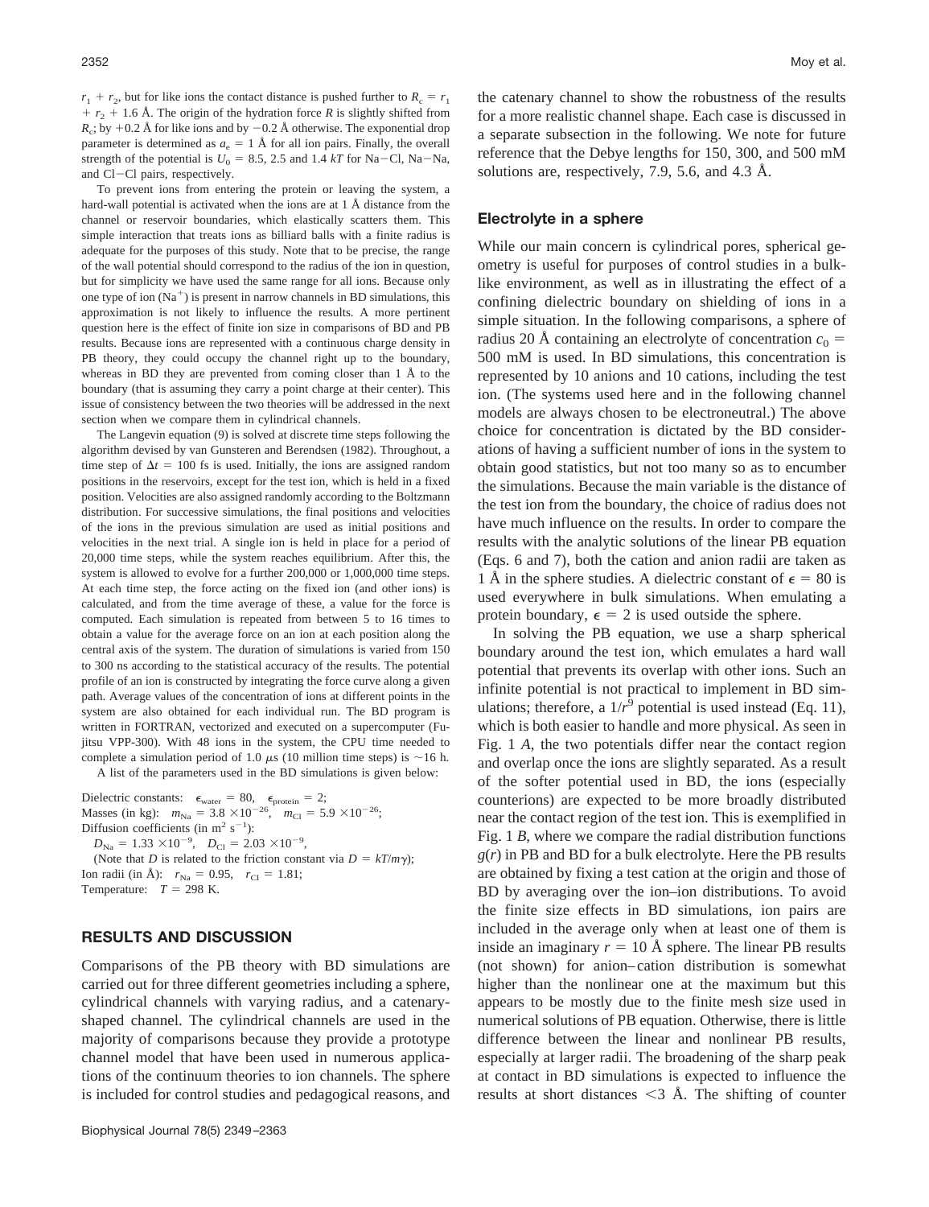$r_1 + r_2$, but for like ions the contact distance is pushed further to $R_c = r_1 + r_2 + 1.6$ Å. The origin of the hydration force $R$ is slightly shifted from $R_c$; by +0.2 Å for like ions and by −0.2 Å otherwise. The exponential drop parameter is determined as $a_e = 1$ Å for all ion pairs. Finally, the overall strength of the potential is $U_0 = 8.5$, 2.5 and 1.4 $kT$ for Na−Cl, Na−Na, and Cl−Cl pairs, respectively.

To prevent ions from entering the protein or leaving the system, a hard-wall potential is activated when the ions are at 1 Å distance from the channel or reservoir boundaries, which elastically scatters them. This simple interaction that treats ions as billiard balls with a finite radius is adequate for the purposes of this study. Note that to be precise, the range of the wall potential should correspond to the radius of the ion in question, but for simplicity we have used the same range for all ions. Because only one type of ion ($Na^+$) is present in narrow channels in BD simulations, this approximation is not likely to influence the results. A more pertinent question here is the effect of finite ion size in comparisons of BD and PB results. Because ions are represented with a continuous charge density in PB theory, they could occupy the channel right up to the boundary, whereas in BD they are prevented from coming closer than 1 Å to the boundary (that is assuming they carry a point charge at their center). This issue of consistency between the two theories will be addressed in the next section when we compare them in cylindrical channels.

The Langevin equation (9) is solved at discrete time steps following the algorithm devised by van Gunsteren and Berendsen (1982). Throughout, a time step of $\Delta t = 100$ fs is used. Initially, the ions are assigned random positions in the reservoirs, except for the test ion, which is held in a fixed position. Velocities are also assigned randomly according to the Boltzmann distribution. For successive simulations, the final positions and velocities of the ions in the previous simulation are used as initial positions and velocities in the next trial. A single ion is held in place for a period of 20,000 time steps, while the system reaches equilibrium. After this, the system is allowed to evolve for a further 200,000 or 1,000,000 time steps. At each time step, the force acting on the fixed ion (and other ions) is calculated, and from the time average of these, a value for the force is computed. Each simulation is repeated from between 5 to 16 times to obtain a value for the average force on an ion at each position along the central axis of the system. The duration of simulations is varied from 150 to 300 ns according to the statistical accuracy of the results. The potential profile of an ion is constructed by integrating the force curve along a given path. Average values of the concentration of ions at different points in the system are also obtained for each individual run. The BD program is written in FORTRAN, vectorized and executed on a supercomputer (Fujitsu VPP-300). With 48 ions in the system, the CPU time needed to complete a simulation period of 1.0 μs (10 million time steps) is ~16 h.

A list of the parameters used in the BD simulations is given below:

Dielectric constants: $\epsilon_{water} = 80$, $\epsilon_{protein} = 2$;
Masses (in kg): $m_{Na} = 3.8 \times 10^{-26}$, $m_{Cl} = 5.9 \times 10^{-26}$;
Diffusion coefficients (in $m^2\ s^{-1}$):
$D_{Na} = 1.33 \times 10^{-9}$, $D_{Cl} = 2.03 \times 10^{-9}$,
(Note that $D$ is related to the friction constant via $D = kT/m\gamma$);
Ion radii (in Å): $r_{Na} = 0.95$, $r_{Cl} = 1.81$;
Temperature: $T = 298$ K.

## RESULTS AND DISCUSSION

Comparisons of the PB theory with BD simulations are carried out for three different geometries including a sphere, cylindrical channels with varying radius, and a catenary-shaped channel. The cylindrical channels are used in the majority of comparisons because they provide a prototype channel model that have been used in numerous applications of the continuum theories to ion channels. The sphere is included for control studies and pedagogical reasons, and the catenary channel to show the robustness of the results for a more realistic channel shape. Each case is discussed in a separate subsection in the following. We note for future reference that the Debye lengths for 150, 300, and 500 mM solutions are, respectively, 7.9, 5.6, and 4.3 Å.

### Electrolyte in a sphere

While our main concern is cylindrical pores, spherical geometry is useful for purposes of control studies in a bulk-like environment, as well as in illustrating the effect of a confining dielectric boundary on shielding of ions in a simple situation. In the following comparisons, a sphere of radius 20 Å containing an electrolyte of concentration $c_0 = 500$ mM is used. In BD simulations, this concentration is represented by 10 anions and 10 cations, including the test ion. (The systems used here and in the following channel models are always chosen to be electroneutral.) The above choice for concentration is dictated by the BD considerations of having a sufficient number of ions in the system to obtain good statistics, but not too many so as to encumber the simulations. Because the main variable is the distance of the test ion from the boundary, the choice of radius does not have much influence on the results. In order to compare the results with the analytic solutions of the linear PB equation (Eqs. 6 and 7), both the cation and anion radii are taken as 1 Å in the sphere studies. A dielectric constant of $\epsilon = 80$ is used everywhere in bulk simulations. When emulating a protein boundary, $\epsilon = 2$ is used outside the sphere.

In solving the PB equation, we use a sharp spherical boundary around the test ion, which emulates a hard wall potential that prevents its overlap with other ions. Such an infinite potential is not practical to implement in BD simulations; therefore, a $1/r^9$ potential is used instead (Eq. 11), which is both easier to handle and more physical. As seen in Fig. 1 *A*, the two potentials differ near the contact region and overlap once the ions are slightly separated. As a result of the softer potential used in BD, the ions (especially counterions) are expected to be more broadly distributed near the contact region of the test ion. This is exemplified in Fig. 1 *B*, where we compare the radial distribution functions $g(r)$ in PB and BD for a bulk electrolyte. Here the PB results are obtained by fixing a test cation at the origin and those of BD by averaging over the ion–ion distributions. To avoid the finite size effects in BD simulations, ion pairs are included in the average only when at least one of them is inside an imaginary $r = 10$ Å sphere. The linear PB results (not shown) for anion–cation distribution is somewhat higher than the nonlinear one at the maximum but this appears to be mostly due to the finite mesh size used in numerical solutions of PB equation. Otherwise, there is little difference between the linear and nonlinear PB results, especially at larger radii. The broadening of the sharp peak at contact in BD simulations is expected to influence the results at short distances <3 Å. The shifting of counter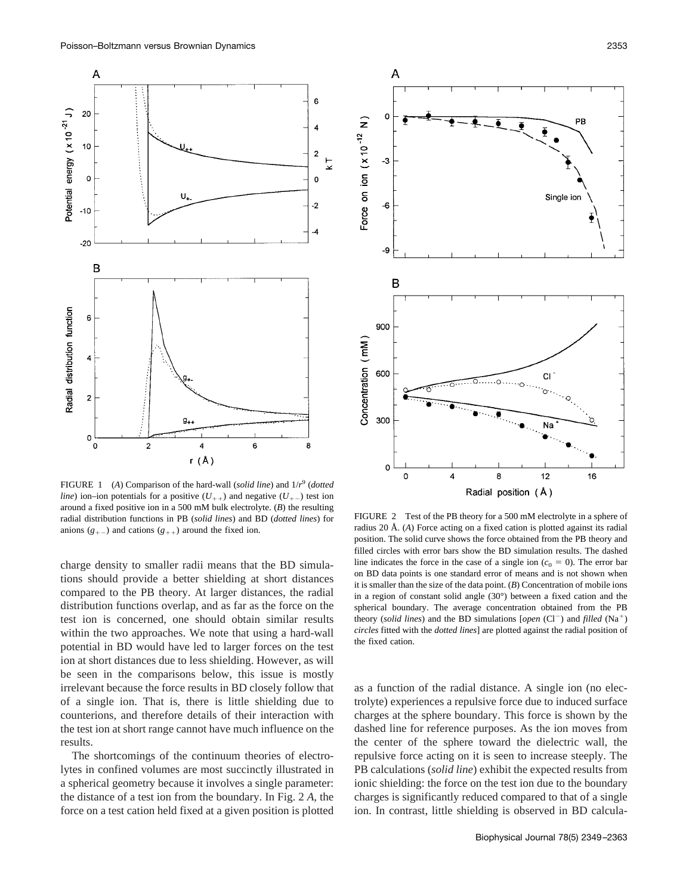FIGURE 1 (*A*) Comparison of the hard-wall (*solid line*) and $1/r^9$ (*dotted line*) ion–ion potentials for a positive ($U_{++}$) and negative ($U_{+-}$) test ion around a fixed positive ion in a 500 mM bulk electrolyte. (*B*) the resulting radial distribution functions in PB (*solid lines*) and BD (*dotted lines*) for anions ($g_{+-}$) and cations ($g_{++}$) around the fixed ion.

charge density to smaller radii means that the BD simulations should provide a better shielding at short distances compared to the PB theory. At larger distances, the radial distribution functions overlap, and as far as the force on the test ion is concerned, one should obtain similar results within the two approaches. We note that using a hard-wall potential in BD would have led to larger forces on the test ion at short distances due to less shielding. However, as will be seen in the comparisons below, this issue is mostly irrelevant because the force results in BD closely follow that of a single ion. That is, there is little shielding due to counterions, and therefore details of their interaction with the test ion at short range cannot have much influence on the results.

The shortcomings of the continuum theories of electrolytes in confined volumes are most succinctly illustrated in a spherical geometry because it involves a single parameter: the distance of a test ion from the boundary. In Fig. 2 *A*, the force on a test cation held fixed at a given position is plotted as a function of the radial distance. A single ion (no electrolyte) experiences a repulsive force due to induced surface charges at the sphere boundary. This force is shown by the dashed line for reference purposes. As the ion moves from the center of the sphere toward the dielectric wall, the repulsive force acting on it is seen to increase steeply. The PB calculations (*solid line*) exhibit the expected results from ionic shielding: the force on the test ion due to the boundary charges is significantly reduced compared to that of a single ion. In contrast, little shielding is observed in BD calcula-

FIGURE 2 Test of the PB theory for a 500 mM electrolyte in a sphere of radius 20 Å. (*A*) Force acting on a fixed cation is plotted against its radial position. The solid curve shows the force obtained from the PB theory and filled circles with error bars show the BD simulation results. The dashed line indicates the force in the case of a single ion ($c_0 = 0$). The error bar on BD data points is one standard error of means and is not shown when it is smaller than the size of the data point. (*B*) Concentration of mobile ions in a region of constant solid angle (30°) between a fixed cation and the spherical boundary. The average concentration obtained from the PB theory (*solid lines*) and the BD simulations [*open* ($Cl^-$) and *filled* ($Na^+$) *circles* fitted with the *dotted lines*] are plotted against the radial position of the fixed cation.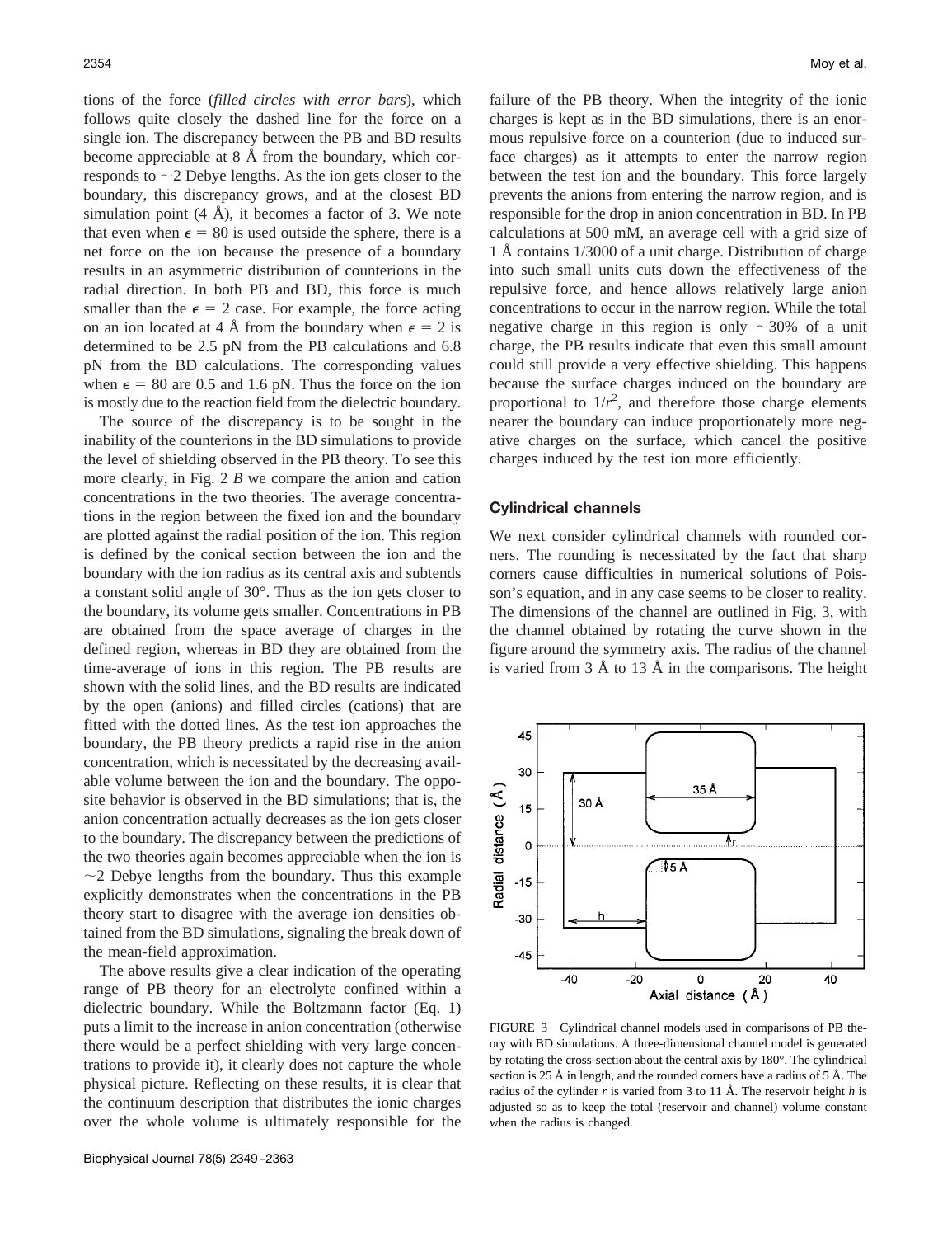tions of the force (*filled circles with error bars*), which follows quite closely the dashed line for the force on a single ion. The discrepancy between the PB and BD results become appreciable at 8 Å from the boundary, which corresponds to ~2 Debye lengths. As the ion gets closer to the boundary, this discrepancy grows, and at the closest BD simulation point (4 Å), it becomes a factor of 3. We note that even when $\epsilon = 80$ is used outside the sphere, there is a net force on the ion because the presence of a boundary results in an asymmetric distribution of counterions in the radial direction. In both PB and BD, this force is much smaller than the $\epsilon = 2$ case. For example, the force acting on an ion located at 4 Å from the boundary when $\epsilon = 2$ is determined to be 2.5 pN from the PB calculations and 6.8 pN from the BD calculations. The corresponding values when $\epsilon = 80$ are 0.5 and 1.6 pN. Thus the force on the ion is mostly due to the reaction field from the dielectric boundary.

The source of the discrepancy is to be sought in the inability of the counterions in the BD simulations to provide the level of shielding observed in the PB theory. To see this more clearly, in Fig. 2 *B* we compare the anion and cation concentrations in the two theories. The average concentrations in the region between the fixed ion and the boundary are plotted against the radial position of the ion. This region is defined by the conical section between the ion and the boundary with the ion radius as its central axis and subtends a constant solid angle of 30°. Thus as the ion gets closer to the boundary, its volume gets smaller. Concentrations in PB are obtained from the space average of charges in the defined region, whereas in BD they are obtained from the time-average of ions in this region. The PB results are shown with the solid lines, and the BD results are indicated by the open (anions) and filled circles (cations) that are fitted with the dotted lines. As the test ion approaches the boundary, the PB theory predicts a rapid rise in the anion concentration, which is necessitated by the decreasing available volume between the ion and the boundary. The opposite behavior is observed in the BD simulations; that is, the anion concentration actually decreases as the ion gets closer to the boundary. The discrepancy between the predictions of the two theories again becomes appreciable when the ion is ~2 Debye lengths from the boundary. Thus this example explicitly demonstrates when the concentrations in the PB theory start to disagree with the average ion densities obtained from the BD simulations, signaling the break down of the mean-field approximation.

The above results give a clear indication of the operating range of PB theory for an electrolyte confined within a dielectric boundary. While the Boltzmann factor (Eq. 1) puts a limit to the increase in anion concentration (otherwise there would be a perfect shielding with very large concentrations to provide it), it clearly does not capture the whole physical picture. Reflecting on these results, it is clear that the continuum description that distributes the ionic charges over the whole volume is ultimately responsible for the failure of the PB theory. When the integrity of the ionic charges is kept as in the BD simulations, there is an enormous repulsive force on a counterion (due to induced surface charges) as it attempts to enter the narrow region between the test ion and the boundary. This force largely prevents the anions from entering the narrow region, and is responsible for the drop in anion concentration in BD. In PB calculations at 500 mM, an average cell with a grid size of 1 Å contains 1/3000 of a unit charge. Distribution of charge into such small units cuts down the effectiveness of the repulsive force, and hence allows relatively large anion concentrations to occur in the narrow region. While the total negative charge in this region is only ~30% of a unit charge, the PB results indicate that even this small amount could still provide a very effective shielding. This happens because the surface charges induced on the boundary are proportional to $1/r^2$, and therefore those charge elements nearer the boundary can induce proportionately more negative charges on the surface, which cancel the positive charges induced by the test ion more efficiently.

### Cylindrical channels

We next consider cylindrical channels with rounded corners. The rounding is necessitated by the fact that sharp corners cause difficulties in numerical solutions of Poisson's equation, and in any case seems to be closer to reality. The dimensions of the channel are outlined in Fig. 3, with the channel obtained by rotating the curve shown in the figure around the symmetry axis. The radius of the channel is varied from 3 Å to 13 Å in the comparisons. The height

FIGURE 3 Cylindrical channel models used in comparisons of PB theory with BD simulations. A three-dimensional channel model is generated by rotating the cross-section about the central axis by 180°. The cylindrical section is 25 Å in length, and the rounded corners have a radius of 5 Å. The radius of the cylinder $r$ is varied from 3 to 11 Å. The reservoir height $h$ is adjusted so as to keep the total (reservoir and channel) volume constant when the radius is changed.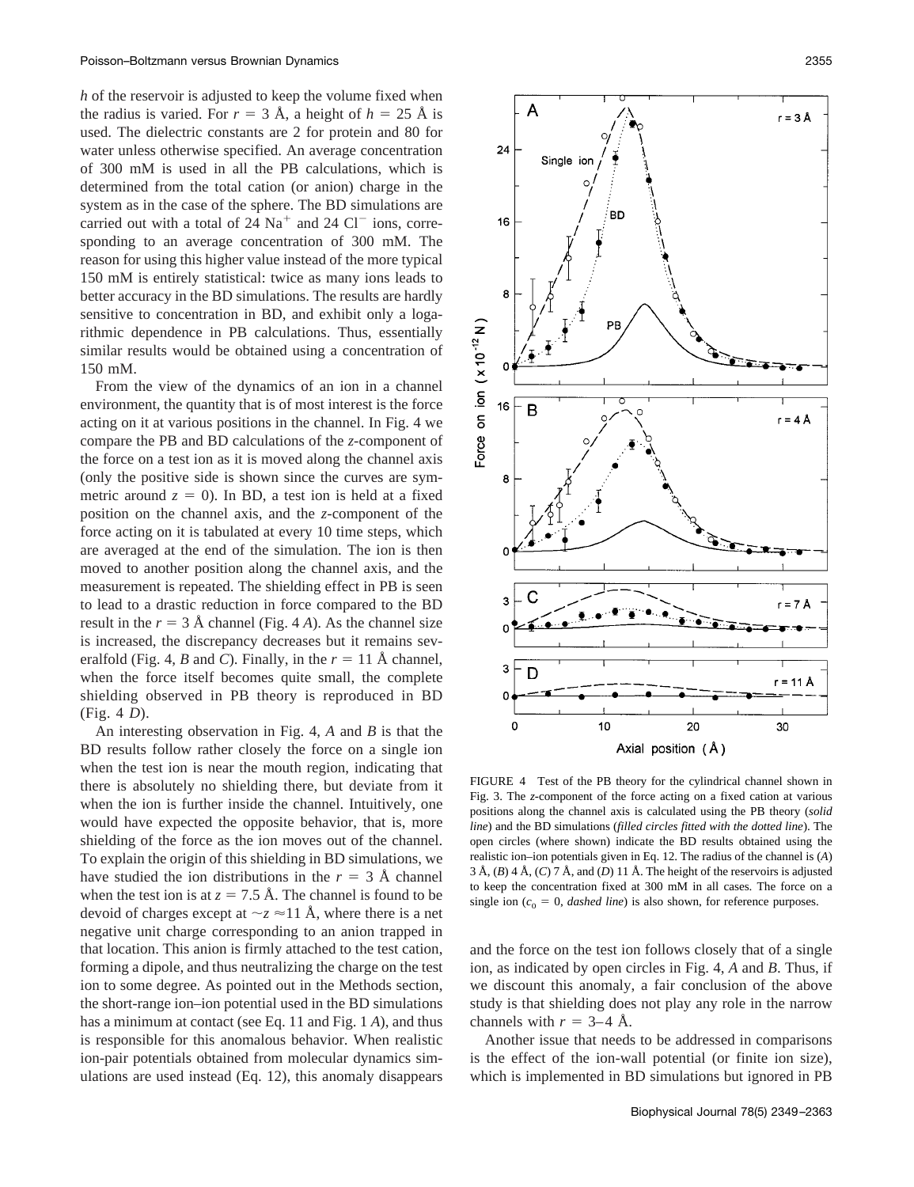*h* of the reservoir is adjusted to keep the volume fixed when the radius is varied. For $r = 3$ Å, a height of $h = 25$ Å is used. The dielectric constants are 2 for protein and 80 for water unless otherwise specified. An average concentration of 300 mM is used in all the PB calculations, which is determined from the total cation (or anion) charge in the system as in the case of the sphere. The BD simulations are carried out with a total of 24 $Na^+$ and 24 $Cl^-$ ions, corresponding to an average concentration of 300 mM. The reason for using this higher value instead of the more typical 150 mM is entirely statistical: twice as many ions leads to better accuracy in the BD simulations. The results are hardly sensitive to concentration in BD, and exhibit only a logarithmic dependence in PB calculations. Thus, essentially similar results would be obtained using a concentration of 150 mM.

From the view of the dynamics of an ion in a channel environment, the quantity that is of most interest is the force acting on it at various positions in the channel. In Fig. 4 we compare the PB and BD calculations of the *z*-component of the force on a test ion as it is moved along the channel axis (only the positive side is shown since the curves are symmetric around $z = 0$). In BD, a test ion is held at a fixed position on the channel axis, and the *z*-component of the force acting on it is tabulated at every 10 time steps, which are averaged at the end of the simulation. The ion is then moved to another position along the channel axis, and the measurement is repeated. The shielding effect in PB is seen to lead to a drastic reduction in force compared to the BD result in the $r = 3$ Å channel (Fig. 4 *A*). As the channel size is increased, the discrepancy decreases but it remains severalfold (Fig. 4, *B* and *C*). Finally, in the $r = 11$ Å channel, when the force itself becomes quite small, the complete shielding observed in PB theory is reproduced in BD (Fig. 4 *D*).

An interesting observation in Fig. 4, *A* and *B* is that the BD results follow rather closely the force on a single ion when the test ion is near the mouth region, indicating that there is absolutely no shielding there, but deviate from it when the ion is further inside the channel. Intuitively, one would have expected the opposite behavior, that is, more shielding of the force as the ion moves out of the channel. To explain the origin of this shielding in BD simulations, we have studied the ion distributions in the $r = 3$ Å channel when the test ion is at $z = 7.5$ Å. The channel is found to be devoid of charges except at $\sim z \approx 11$ Å, where there is a net negative unit charge corresponding to an anion trapped in that location. This anion is firmly attached to the test cation, forming a dipole, and thus neutralizing the charge on the test ion to some degree. As pointed out in the Methods section, the short-range ion–ion potential used in the BD simulations has a minimum at contact (see Eq. 11 and Fig. 1 *A*), and thus is responsible for this anomalous behavior. When realistic ion-pair potentials obtained from molecular dynamics simulations are used instead (Eq. 12), this anomaly disappears and the force on the test ion follows closely that of a single ion, as indicated by open circles in Fig. 4, *A* and *B*. Thus, if we discount this anomaly, a fair conclusion of the above study is that shielding does not play any role in the narrow channels with $r = 3$–4 Å.

Another issue that needs to be addressed in comparisons is the effect of the ion-wall potential (or finite ion size), which is implemented in BD simulations but ignored in PB

FIGURE 4 Test of the PB theory for the cylindrical channel shown in Fig. 3. The *z*-component of the force acting on a fixed cation at various positions along the channel axis is calculated using the PB theory (*solid line*) and the BD simulations (*filled circles fitted with the dotted line*). The open circles (where shown) indicate the BD results obtained using the realistic ion–ion potentials given in Eq. 12. The radius of the channel is (*A*) 3 Å, (*B*) 4 Å, (*C*) 7 Å, and (*D*) 11 Å. The height of the reservoirs is adjusted to keep the concentration fixed at 300 mM in all cases. The force on a single ion ($c_0 = 0$, *dashed line*) is also shown, for reference purposes.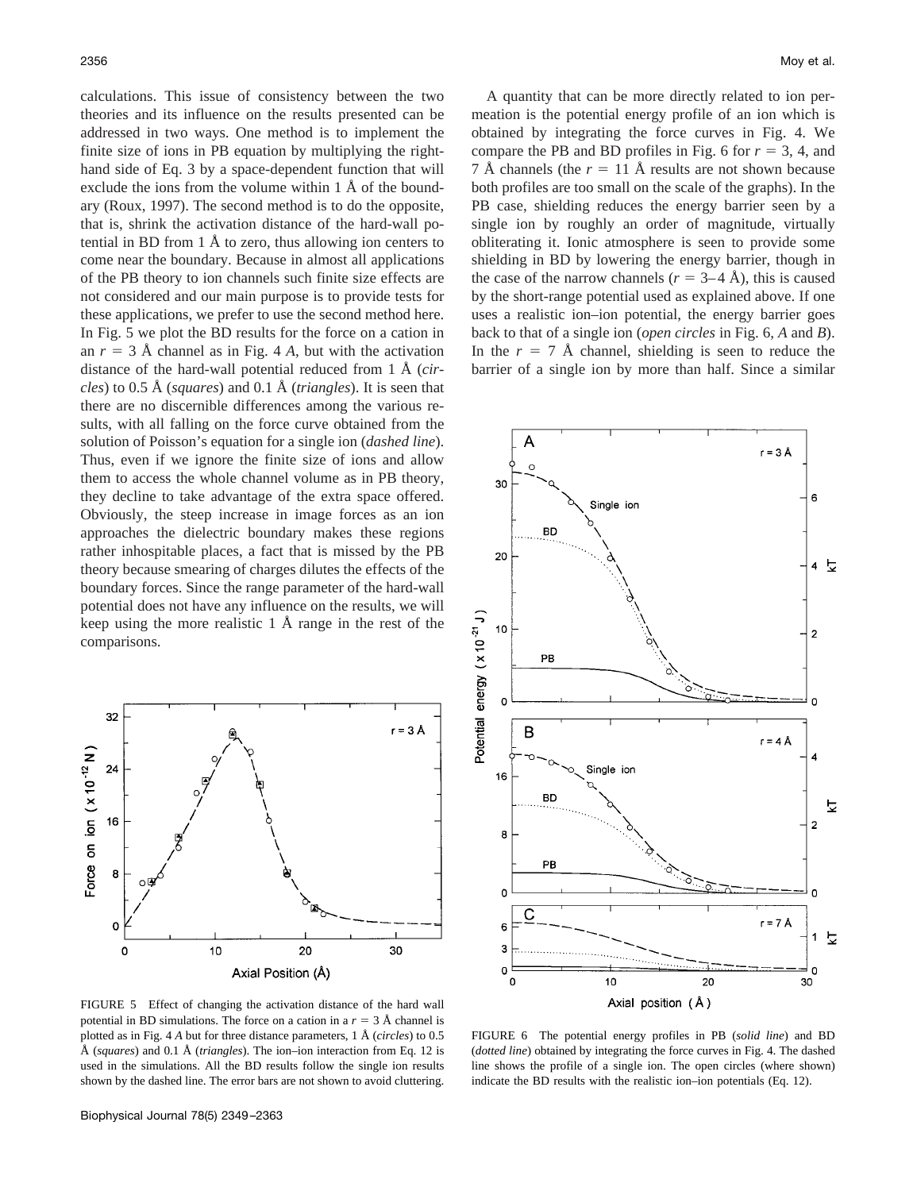calculations. This issue of consistency between the two theories and its influence on the results presented can be addressed in two ways. One method is to implement the finite size of ions in PB equation by multiplying the right-hand side of Eq. 3 by a space-dependent function that will exclude the ions from the volume within 1 Å of the boundary (Roux, 1997). The second method is to do the opposite, that is, shrink the activation distance of the hard-wall potential in BD from 1 Å to zero, thus allowing ion centers to come near the boundary. Because in almost all applications of the PB theory to ion channels such finite size effects are not considered and our main purpose is to provide tests for these applications, we prefer to use the second method here. In Fig. 5 we plot the BD results for the force on a cation in an $r = 3$ Å channel as in Fig. 4 *A*, but with the activation distance of the hard-wall potential reduced from 1 Å (*circles*) to 0.5 Å (*squares*) and 0.1 Å (*triangles*). It is seen that there are no discernible differences among the various results, with all falling on the force curve obtained from the solution of Poisson's equation for a single ion (*dashed line*). Thus, even if we ignore the finite size of ions and allow them to access the whole channel volume as in PB theory, they decline to take advantage of the extra space offered. Obviously, the steep increase in image forces as an ion approaches the dielectric boundary makes these regions rather inhospitable places, a fact that is missed by the PB theory because smearing of charges dilutes the effects of the boundary forces. Since the range parameter of the hard-wall potential does not have any influence on the results, we will keep using the more realistic 1 Å range in the rest of the comparisons.

FIGURE 5 Effect of changing the activation distance of the hard wall potential in BD simulations. The force on a cation in a $r = 3$ Å channel is plotted as in Fig. 4 *A* but for three distance parameters, 1 Å (*circles*) to 0.5 Å (*squares*) and 0.1 Å (*triangles*). The ion–ion interaction from Eq. 12 is used in the simulations. All the BD results follow the single ion results shown by the dashed line. The error bars are not shown to avoid cluttering.

A quantity that can be more directly related to ion permeation is the potential energy profile of an ion which is obtained by integrating the force curves in Fig. 4. We compare the PB and BD profiles in Fig. 6 for $r = 3$, 4, and 7 Å channels (the $r = 11$ Å results are not shown because both profiles are too small on the scale of the graphs). In the PB case, shielding reduces the energy barrier seen by a single ion by roughly an order of magnitude, virtually obliterating it. Ionic atmosphere is seen to provide some shielding in BD by lowering the energy barrier, though in the case of the narrow channels ($r = 3$–4 Å), this is caused by the short-range potential used as explained above. If one uses a realistic ion–ion potential, the energy barrier goes back to that of a single ion (*open circles* in Fig. 6, *A* and *B*). In the $r = 7$ Å channel, shielding is seen to reduce the barrier of a single ion by more than half. Since a similar

FIGURE 6 The potential energy profiles in PB (*solid line*) and BD (*dotted line*) obtained by integrating the force curves in Fig. 4. The dashed line shows the profile of a single ion. The open circles (where shown) indicate the BD results with the realistic ion–ion potentials (Eq. 12).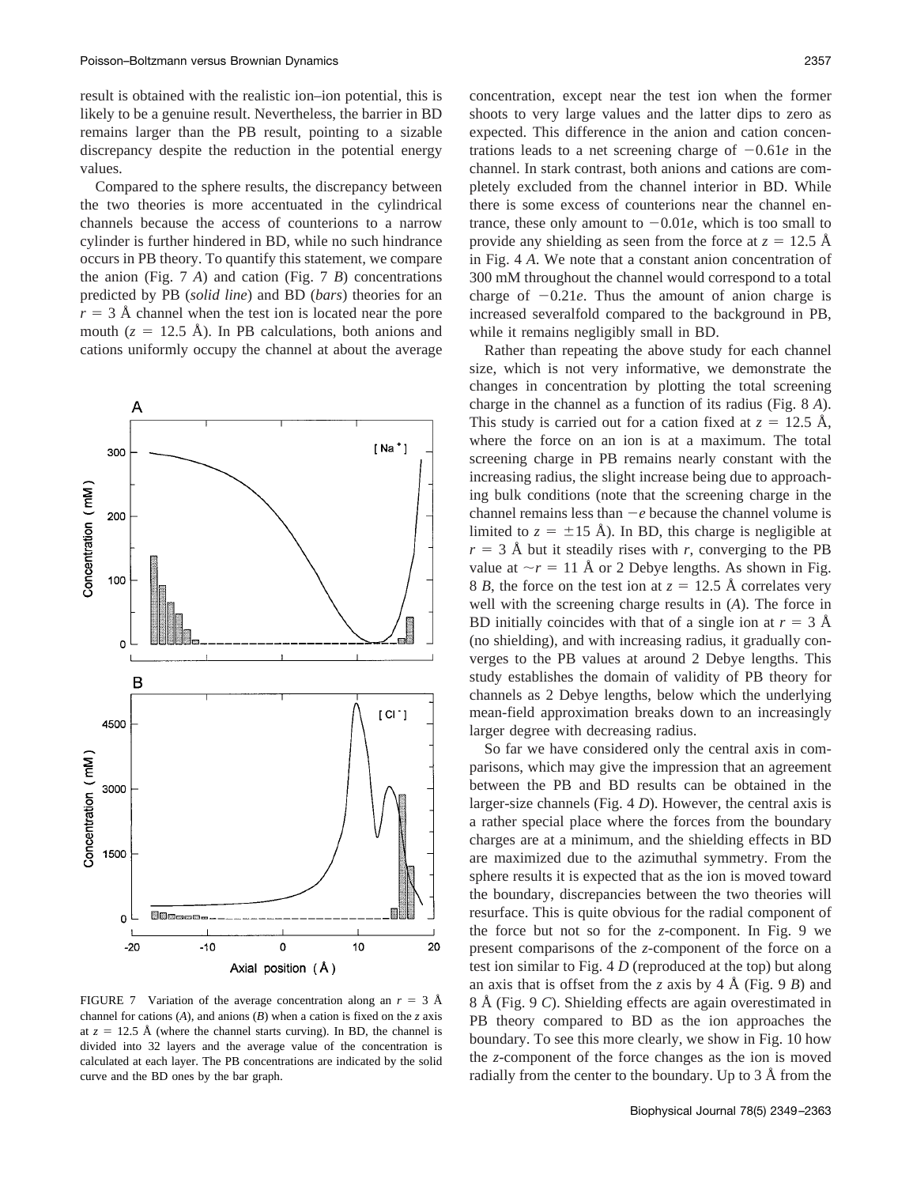result is obtained with the realistic ion–ion potential, this is likely to be a genuine result. Nevertheless, the barrier in BD remains larger than the PB result, pointing to a sizable discrepancy despite the reduction in the potential energy values.

Compared to the sphere results, the discrepancy between the two theories is more accentuated in the cylindrical channels because the access of counterions to a narrow cylinder is further hindered in BD, while no such hindrance occurs in PB theory. To quantify this statement, we compare the anion (Fig. 7 *A*) and cation (Fig. 7 *B*) concentrations predicted by PB (*solid line*) and BD (*bars*) theories for an $r = 3$ Å channel when the test ion is located near the pore mouth ($z = 12.5$ Å). In PB calculations, both anions and cations uniformly occupy the channel at about the average concentration, except near the test ion when the former shoots to very large values and the latter dips to zero as expected. This difference in the anion and cation concentrations leads to a net screening charge of $-0.61e$ in the channel. In stark contrast, both anions and cations are completely excluded from the channel interior in BD. While there is some excess of counterions near the channel entrance, these only amount to $-0.01e$, which is too small to provide any shielding as seen from the force at $z = 12.5$ Å in Fig. 4 *A*. We note that a constant anion concentration of 300 mM throughout the channel would correspond to a total charge of $-0.21e$. Thus the amount of anion charge is increased severalfold compared to the background in PB, while it remains negligibly small in BD.

FIGURE 7 Variation of the average concentration along an $r = 3$ Å channel for cations (*A*), and anions (*B*) when a cation is fixed on the *z* axis at $z = 12.5$ Å (where the channel starts curving). In BD, the channel is divided into 32 layers and the average value of the concentration is calculated at each layer. The PB concentrations are indicated by the solid curve and the BD ones by the bar graph.

Rather than repeating the above study for each channel size, which is not very informative, we demonstrate the changes in concentration by plotting the total screening charge in the channel as a function of its radius (Fig. 8 *A*). This study is carried out for a cation fixed at $z = 12.5$ Å, where the force on an ion is at a maximum. The total screening charge in PB remains nearly constant with the increasing radius, the slight increase being due to approaching bulk conditions (note that the screening charge in the channel remains less than $-e$ because the channel volume is limited to $z = \pm 15$ Å). In BD, this charge is negligible at $r = 3$ Å but it steadily rises with *r*, converging to the PB value at $\sim r = 11$ Å or 2 Debye lengths. As shown in Fig. 8 *B*, the force on the test ion at $z = 12.5$ Å correlates very well with the screening charge results in (*A*). The force in BD initially coincides with that of a single ion at $r = 3$ Å (no shielding), and with increasing radius, it gradually converges to the PB values at around 2 Debye lengths. This study establishes the domain of validity of PB theory for channels as 2 Debye lengths, below which the underlying mean-field approximation breaks down to an increasingly larger degree with decreasing radius.

So far we have considered only the central axis in comparisons, which may give the impression that an agreement between the PB and BD results can be obtained in the larger-size channels (Fig. 4 *D*). However, the central axis is a rather special place where the forces from the boundary charges are at a minimum, and the shielding effects in BD are maximized due to the azimuthal symmetry. From the sphere results it is expected that as the ion is moved toward the boundary, discrepancies between the two theories will resurface. This is quite obvious for the radial component of the force but not so for the *z*-component. In Fig. 9 we present comparisons of the *z*-component of the force on a test ion similar to Fig. 4 *D* (reproduced at the top) but along an axis that is offset from the *z* axis by 4 Å (Fig. 9 *B*) and 8 Å (Fig. 9 *C*). Shielding effects are again overestimated in PB theory compared to BD as the ion approaches the boundary. To see this more clearly, we show in Fig. 10 how the *z*-component of the force changes as the ion is moved radially from the center to the boundary. Up to 3 Å from the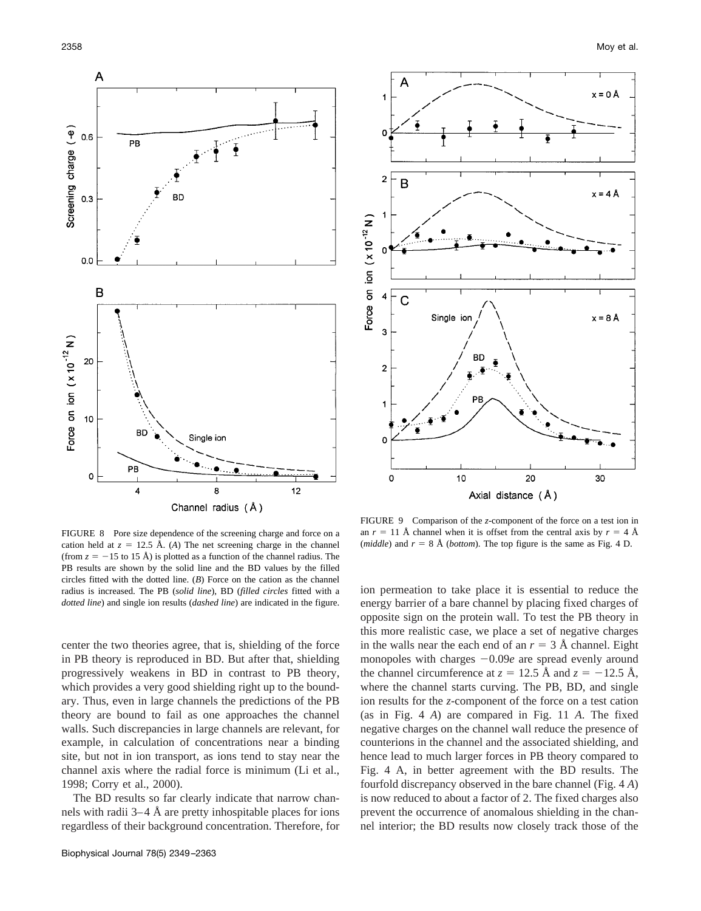FIGURE 8 Pore size dependence of the screening charge and force on a cation held at $z = 12.5$ Å. (*A*) The net screening charge in the channel (from $z = -15$ to 15 Å) is plotted as a function of the channel radius. The PB results are shown by the solid line and the BD values by the filled circles fitted with the dotted line. (*B*) Force on the cation as the channel radius is increased. The PB (*solid line*), BD (*filled circles* fitted with a *dotted line*) and single ion results (*dashed line*) are indicated in the figure.

FIGURE 9 Comparison of the *z*-component of the force on a test ion in an $r = 11$ Å channel when it is offset from the central axis by $r = 4$ Å (*middle*) and $r = 8$ Å (*bottom*). The top figure is the same as Fig. 4 D.

center the two theories agree, that is, shielding of the force in PB theory is reproduced in BD. But after that, shielding progressively weakens in BD in contrast to PB theory, which provides a very good shielding right up to the boundary. Thus, even in large channels the predictions of the PB theory are bound to fail as one approaches the channel walls. Such discrepancies in large channels are relevant, for example, in calculation of concentrations near a binding site, but not in ion transport, as ions tend to stay near the channel axis where the radial force is minimum (Li et al., 1998; Corry et al., 2000).

The BD results so far clearly indicate that narrow channels with radii 3–4 Å are pretty inhospitable places for ions regardless of their background concentration. Therefore, for ion permeation to take place it is essential to reduce the energy barrier of a bare channel by placing fixed charges of opposite sign on the protein wall. To test the PB theory in this more realistic case, we place a set of negative charges in the walls near the each end of an $r = 3$ Å channel. Eight monopoles with charges $-0.09e$ are spread evenly around the channel circumference at $z = 12.5$ Å and $z = -12.5$ Å, where the channel starts curving. The PB, BD, and single ion results for the *z*-component of the force on a test cation (as in Fig. 4 *A*) are compared in Fig. 11 *A*. The fixed negative charges on the channel wall reduce the presence of counterions in the channel and the associated shielding, and hence lead to much larger forces in PB theory compared to Fig. 4 A, in better agreement with the BD results. The fourfold discrepancy observed in the bare channel (Fig. 4 *A*) is now reduced to about a factor of 2. The fixed charges also prevent the occurrence of anomalous shielding in the channel interior; the BD results now closely track those of the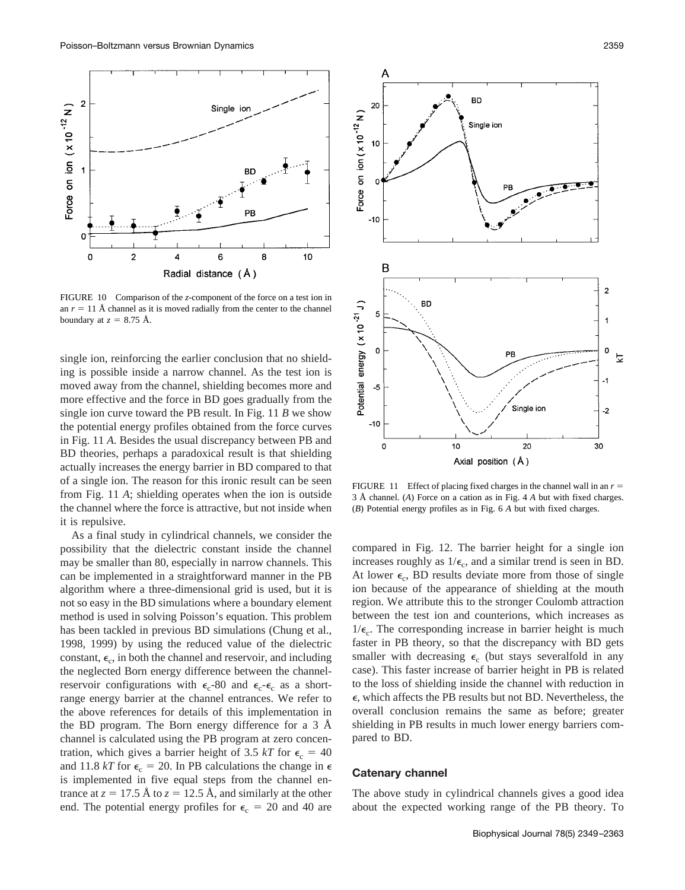FIGURE 10 Comparison of the $z$-component of the force on a test ion in an $r = 11$ Å channel as it is moved radially from the center to the channel boundary at $z = 8.75$ Å.

single ion, reinforcing the earlier conclusion that no shielding is possible inside a narrow channel. As the test ion is moved away from the channel, shielding becomes more and more effective and the force in BD goes gradually from the single ion curve toward the PB result. In Fig. 11 *B* we show the potential energy profiles obtained from the force curves in Fig. 11 *A*. Besides the usual discrepancy between PB and BD theories, perhaps a paradoxical result is that shielding actually increases the energy barrier in BD compared to that of a single ion. The reason for this ironic result can be seen from Fig. 11 *A*; shielding operates when the ion is outside the channel where the force is attractive, but not inside when it is repulsive.

As a final study in cylindrical channels, we consider the possibility that the dielectric constant inside the channel may be smaller than 80, especially in narrow channels. This can be implemented in a straightforward manner in the PB algorithm where a three-dimensional grid is used, but it is not so easy in the BD simulations where a boundary element method is used in solving Poisson's equation. This problem has been tackled in previous BD simulations (Chung et al., 1998, 1999) by using the reduced value of the dielectric constant, $\epsilon_c$, in both the channel and reservoir, and including the neglected Born energy difference between the channel-reservoir configurations with $\epsilon_c$-80 and $\epsilon_c$-$\epsilon_c$ as a short-range energy barrier at the channel entrances. We refer to the above references for details of this implementation in the BD program. The Born energy difference for a 3 Å channel is calculated using the PB program at zero concentration, which gives a barrier height of 3.5 $kT$ for $\epsilon_c = 40$ and 11.8 $kT$ for $\epsilon_c = 20$. In PB calculations the change in $\epsilon$ is implemented in five equal steps from the channel entrance at $z = 17.5$ Å to $z = 12.5$ Å, and similarly at the other end. The potential energy profiles for $\epsilon_c = 20$ and 40 are compared in Fig. 12. The barrier height for a single ion increases roughly as $1/\epsilon_c$, and a similar trend is seen in BD. At lower $\epsilon_c$, BD results deviate more from those of single ion because of the appearance of shielding at the mouth region. We attribute this to the stronger Coulomb attraction between the test ion and counterions, which increases as $1/\epsilon_c$. The corresponding increase in barrier height is much faster in PB theory, so that the discrepancy with BD gets smaller with decreasing $\epsilon_c$ (but stays severalfold in any case). This faster increase of barrier height in PB is related to the loss of shielding inside the channel with reduction in $\epsilon$, which affects the PB results but not BD. Nevertheless, the overall conclusion remains the same as before; greater shielding in PB results in much lower energy barriers compared to BD.

FIGURE 11 Effect of placing fixed charges in the channel wall in an $r = 3$ Å channel. (*A*) Force on a cation as in Fig. 4 *A* but with fixed charges. (*B*) Potential energy profiles as in Fig. 6 *A* but with fixed charges.

### Catenary channel

The above study in cylindrical channels gives a good idea about the expected working range of the PB theory. To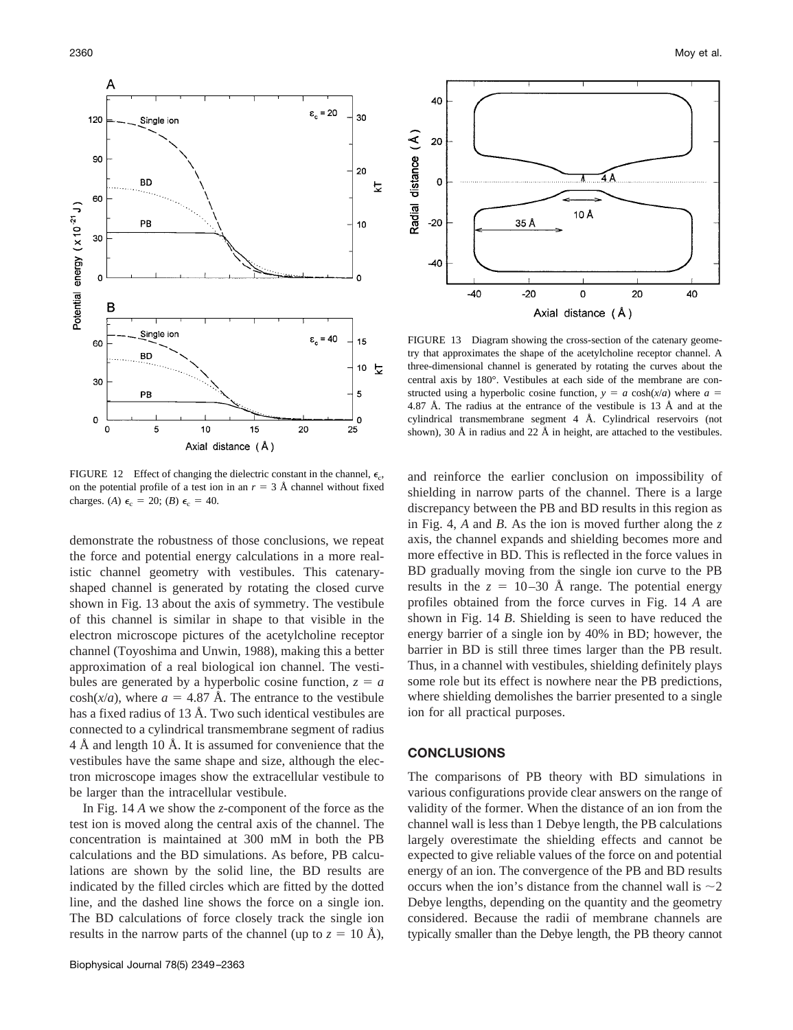FIGURE 12 Effect of changing the dielectric constant in the channel, $\epsilon_c$, on the potential profile of a test ion in an $r = 3$ Å channel without fixed charges. (*A*) $\epsilon_c = 20$; (*B*) $\epsilon_c = 40$.

FIGURE 13 Diagram showing the cross-section of the catenary geometry that approximates the shape of the acetylcholine receptor channel. A three-dimensional channel is generated by rotating the curves about the central axis by 180°. Vestibules at each side of the membrane are constructed using a hyperbolic cosine function, $y = a \cosh(x/a)$ where $a =$ 4.87 Å. The radius at the entrance of the vestibule is 13 Å and at the cylindrical transmembrane segment 4 Å. Cylindrical reservoirs (not shown), 30 Å in radius and 22 Å in height, are attached to the vestibules.

demonstrate the robustness of those conclusions, we repeat the force and potential energy calculations in a more realistic channel geometry with vestibules. This catenary-shaped channel is generated by rotating the closed curve shown in Fig. 13 about the axis of symmetry. The vestibule of this channel is similar in shape to that visible in the electron microscope pictures of the acetylcholine receptor channel (Toyoshima and Unwin, 1988), making this a better approximation of a real biological ion channel. The vestibules are generated by a hyperbolic cosine function, $z = a \cosh(x/a)$, where $a = 4.87$ Å. The entrance to the vestibule has a fixed radius of 13 Å. Two such identical vestibules are connected to a cylindrical transmembrane segment of radius 4 Å and length 10 Å. It is assumed for convenience that the vestibules have the same shape and size, although the electron microscope images show the extracellular vestibule to be larger than the intracellular vestibule.

In Fig. 14 *A* we show the *z*-component of the force as the test ion is moved along the central axis of the channel. The concentration is maintained at 300 mM in both the PB calculations and the BD simulations. As before, PB calculations are shown by the solid line, the BD results are indicated by the filled circles which are fitted by the dotted line, and the dashed line shows the force on a single ion. The BD calculations of force closely track the single ion results in the narrow parts of the channel (up to $z = 10$ Å), and reinforce the earlier conclusion on impossibility of shielding in narrow parts of the channel. There is a large discrepancy between the PB and BD results in this region as in Fig. 4, *A* and *B*. As the ion is moved further along the *z* axis, the channel expands and shielding becomes more and more effective in BD. This is reflected in the force values in BD gradually moving from the single ion curve to the PB results in the $z = 10$–30 Å range. The potential energy profiles obtained from the force curves in Fig. 14 *A* are shown in Fig. 14 *B*. Shielding is seen to have reduced the energy barrier of a single ion by 40% in BD; however, the barrier in BD is still three times larger than the PB result. Thus, in a channel with vestibules, shielding definitely plays some role but its effect is nowhere near the PB predictions, where shielding demolishes the barrier presented to a single ion for all practical purposes.

## CONCLUSIONS

The comparisons of PB theory with BD simulations in various configurations provide clear answers on the range of validity of the former. When the distance of an ion from the channel wall is less than 1 Debye length, the PB calculations largely overestimate the shielding effects and cannot be expected to give reliable values of the force on and potential energy of an ion. The convergence of the PB and BD results occurs when the ion's distance from the channel wall is ~2 Debye lengths, depending on the quantity and the geometry considered. Because the radii of membrane channels are typically smaller than the Debye length, the PB theory cannot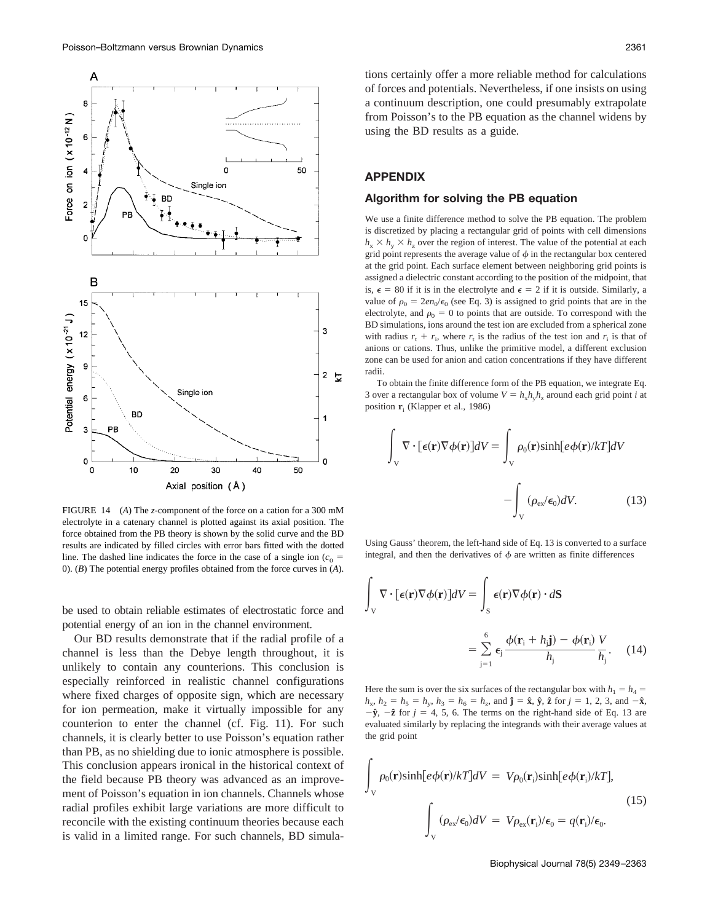A

Force on ion ( x 10⁻¹² N )

Single ion

BD

PB

0

50

B

Potential energy ( x 10⁻²¹ J )

kT

Single ion

BD

PB

Axial position ( Å )

FIGURE 14 (*A*) The *z*-component of the force on a cation for a 300 mM electrolyte in a catenary channel is plotted against its axial position. The force obtained from the PB theory is shown by the solid curve and the BD results are indicated by filled circles with error bars fitted with the dotted line. The dashed line indicates the force in the case of a single ion ($c_0 = 0$). (*B*) The potential energy profiles obtained from the force curves in (*A*).

be used to obtain reliable estimates of electrostatic force and potential energy of an ion in the channel environment.

Our BD results demonstrate that if the radial profile of a channel is less than the Debye length throughout, it is unlikely to contain any counterions. This conclusion is especially reinforced in realistic channel configurations where fixed charges of opposite sign, which are necessary for ion permeation, make it virtually impossible for any counterion to enter the channel (cf. Fig. 11). For such channels, it is clearly better to use Poisson's equation rather than PB, as no shielding due to ionic atmosphere is possible. This conclusion appears ironical in the historical context of the field because PB theory was advanced as an improvement of Poisson's equation in ion channels. Channels whose radial profiles exhibit large variations are more difficult to reconcile with the existing continuum theories because each is valid in a limited range. For such channels, BD simulations certainly offer a more reliable method for calculations of forces and potentials. Nevertheless, if one insists on using a continuum description, one could presumably extrapolate from Poisson's to the PB equation as the channel widens by using the BD results as a guide.

## APPENDIX

### Algorithm for solving the PB equation

We use a finite difference method to solve the PB equation. The problem is discretized by placing a rectangular grid of points with cell dimensions $h_x \times h_y \times h_z$ over the region of interest. The value of the potential at each grid point represents the average value of $\phi$ in the rectangular box centered at the grid point. Each surface element between neighboring grid points is assigned a dielectric constant according to the position of the midpoint, that is, $\epsilon = 80$ if it is in the electrolyte and $\epsilon = 2$ if it is outside. Similarly, a value of $\rho_0 = 2en_0/\epsilon_0$ (see Eq. 3) is assigned to grid points that are in the electrolyte, and $\rho_0 = 0$ to points that are outside. To correspond with the BD simulations, ions around the test ion are excluded from a spherical zone with radius $r_t + r_i$, where $r_t$ is the radius of the test ion and $r_i$ is that of anions or cations. Thus, unlike the primitive model, a different exclusion zone can be used for anion and cation concentrations if they have different radii.

To obtain the finite difference form of the PB equation, we integrate Eq. 3 over a rectangular box of volume $V = h_x h_y h_z$ around each grid point $i$ at position $\mathbf{r}_i$ (Klapper et al., 1986)

$$\int_V \nabla \cdot [\epsilon(\mathbf{r})\nabla\phi(\mathbf{r})]dV = \int_V \rho_0(\mathbf{r})\sinh[e\phi(\mathbf{r})/kT]dV - \int_V (\rho_{ex}/\epsilon_0)dV. \tag{13}$$

Using Gauss' theorem, the left-hand side of Eq. 13 is converted to a surface integral, and then the derivatives of $\phi$ are written as finite differences

$$\int_V \nabla \cdot [\epsilon(\mathbf{r})\nabla\phi(\mathbf{r})]dV = \int_S \epsilon(\mathbf{r})\nabla\phi(\mathbf{r}) \cdot d\mathbf{S} = \sum_{j=1}^{6} \epsilon_j \frac{\phi(\mathbf{r}_i + h_j\hat{\mathbf{j}}) - \phi(\mathbf{r}_i)}{h_j}\frac{V}{h_j}. \tag{14}$$

Here the sum is over the six surfaces of the rectangular box with $h_1 = h_4 = h_x$, $h_2 = h_5 = h_y$, $h_3 = h_6 = h_z$, and $\hat{\mathbf{j}} = \hat{\mathbf{x}}, \hat{\mathbf{y}}, \hat{\mathbf{z}}$ for $j = 1, 2, 3$, and $-\hat{\mathbf{x}}, -\hat{\mathbf{y}}, -\hat{\mathbf{z}}$ for $j = 4, 5, 6$. The terms on the right-hand side of Eq. 13 are evaluated similarly by replacing the integrands with their average values at the grid point

$$\int_V \rho_0(\mathbf{r})\sinh[e\phi(\mathbf{r})/kT]dV = V\rho_0(\mathbf{r}_i)\sinh[e\phi(\mathbf{r}_i)/kT],$$
$$\int_V (\rho_{ex}/\epsilon_0)dV = V\rho_{ex}(\mathbf{r}_i)/\epsilon_0 = q(\mathbf{r}_i)/\epsilon_0. \tag{15}$$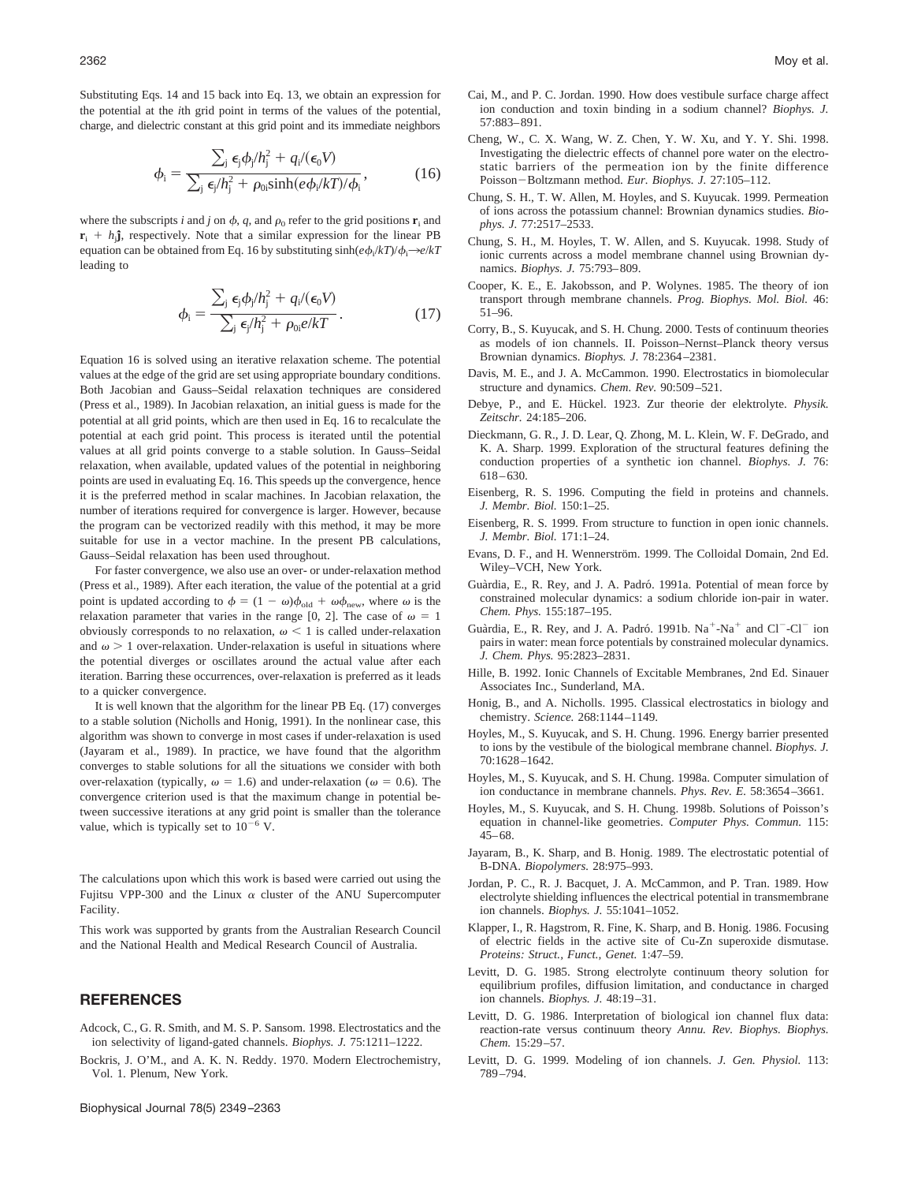Substituting Eqs. 14 and 15 back into Eq. 13, we obtain an expression for the potential at the *i*th grid point in terms of the values of the potential, charge, and dielectric constant at this grid point and its immediate neighbors

$$\phi_i = \frac{\sum_j \epsilon_j \phi_j / h_j^2 + q_i/(\epsilon_0 V)}{\sum_j \epsilon_j / h_j^2 + \rho_{0i} \sinh(e\phi_i/kT)/\phi_i}, \tag{16}$$

where the subscripts *i* and *j* on $\phi$, $q$, and $\rho_0$ refer to the grid positions $\mathbf{r}_i$ and $\mathbf{r}_i + h_j \hat{\mathbf{j}}$, respectively. Note that a similar expression for the linear PB equation can be obtained from Eq. 16 by substituting $\sinh(e\phi_i/kT)/\phi_i \rightarrow e/kT$ leading to

$$\phi_i = \frac{\sum_j \epsilon_j \phi_j / h_j^2 + q_i/(\epsilon_0 V)}{\sum_j \epsilon_j / h_j^2 + \rho_{0i} e/kT}. \tag{17}$$

Equation 16 is solved using an iterative relaxation scheme. The potential values at the edge of the grid are set using appropriate boundary conditions. Both Jacobian and Gauss–Seidal relaxation techniques are considered (Press et al., 1989). In Jacobian relaxation, an initial guess is made for the potential at all grid points, which are then used in Eq. 16 to recalculate the potential at each grid point. This process is iterated until the potential values at all grid points converge to a stable solution. In Gauss–Seidal relaxation, when available, updated values of the potential in neighboring points are used in evaluating Eq. 16. This speeds up the convergence, hence it is the preferred method in scalar machines. In Jacobian relaxation, the number of iterations required for convergence is larger. However, because the program can be vectorized readily with this method, it may be more suitable for use in a vector machine. In the present PB calculations, Gauss–Seidal relaxation has been used throughout.

For faster convergence, we also use an over- or under-relaxation method (Press et al., 1989). After each iteration, the value of the potential at a grid point is updated according to $\phi = (1 - \omega)\phi_{\text{old}} + \omega\phi_{\text{new}}$, where $\omega$ is the relaxation parameter that varies in the range [0, 2]. The case of $\omega = 1$ obviously corresponds to no relaxation, $\omega < 1$ is called under-relaxation and $\omega > 1$ over-relaxation. Under-relaxation is useful in situations where the potential diverges or oscillates around the actual value after each iteration. Barring these occurrences, over-relaxation is preferred as it leads to a quicker convergence.

It is well known that the algorithm for the linear PB Eq. (17) converges to a stable solution (Nicholls and Honig, 1991). In the nonlinear case, this algorithm was shown to converge in most cases if under-relaxation is used (Jayaram et al., 1989). In practice, we have found that the algorithm converges to stable solutions for all the situations we consider with both over-relaxation (typically, $\omega = 1.6$) and under-relaxation ($\omega = 0.6$). The convergence criterion used is that the maximum change in potential between successive iterations at any grid point is smaller than the tolerance value, which is typically set to $10^{-6}$ V.

The calculations upon which this work is based were carried out using the Fujitsu VPP-300 and the Linux $\alpha$ cluster of the ANU Supercomputer Facility.

This work was supported by grants from the Australian Research Council and the National Health and Medical Research Council of Australia.

## REFERENCES

Adcock, C., G. R. Smith, and M. S. P. Sansom. 1998. Electrostatics and the ion selectivity of ligand-gated channels. *Biophys. J.* 75:1211–1222.

Bockris, J. O'M., and A. K. N. Reddy. 1970. Modern Electrochemistry, Vol. 1. Plenum, New York.

Cai, M., and P. C. Jordan. 1990. How does vestibule surface charge affect ion conduction and toxin binding in a sodium channel? *Biophys. J.* 57:883–891.

Cheng, W., C. X. Wang, W. Z. Chen, Y. W. Xu, and Y. Y. Shi. 1998. Investigating the dielectric effects of channel pore water on the electrostatic barriers of the permeation ion by the finite difference Poisson−Boltzmann method. *Eur. Biophys. J.* 27:105–112.

Chung, S. H., T. W. Allen, M. Hoyles, and S. Kuyucak. 1999. Permeation of ions across the potassium channel: Brownian dynamics studies. *Biophys. J.* 77:2517–2533.

Chung, S. H., M. Hoyles, T. W. Allen, and S. Kuyucak. 1998. Study of ionic currents across a model membrane channel using Brownian dynamics. *Biophys. J.* 75:793–809.

Cooper, K. E., E. Jakobsson, and P. Wolynes. 1985. The theory of ion transport through membrane channels. *Prog. Biophys. Mol. Biol.* 46: 51–96.

Corry, B., S. Kuyucak, and S. H. Chung. 2000. Tests of continuum theories as models of ion channels. II. Poisson–Nernst–Planck theory versus Brownian dynamics. *Biophys. J.* 78:2364–2381.

Davis, M. E., and J. A. McCammon. 1990. Electrostatics in biomolecular structure and dynamics. *Chem. Rev.* 90:509–521.

Debye, P., and E. Hückel. 1923. Zur theorie der elektrolyte. *Physik. Zeitschr.* 24:185–206.

Dieckmann, G. R., J. D. Lear, Q. Zhong, M. L. Klein, W. F. DeGrado, and K. A. Sharp. 1999. Exploration of the structural features defining the conduction properties of a synthetic ion channel. *Biophys. J.* 76: 618–630.

Eisenberg, R. S. 1996. Computing the field in proteins and channels. *J. Membr. Biol.* 150:1–25.

Eisenberg, R. S. 1999. From structure to function in open ionic channels. *J. Membr. Biol.* 171:1–24.

Evans, D. F., and H. Wennerström. 1999. The Colloidal Domain, 2nd Ed. Wiley–VCH, New York.

Guàrdia, E., R. Rey, and J. A. Padró. 1991a. Potential of mean force by constrained molecular dynamics: a sodium chloride ion-pair in water. *Chem. Phys.* 155:187–195.

Guàrdia, E., R. Rey, and J. A. Padró. 1991b. $Na^+$-$Na^+$ and $Cl^-$-$Cl^-$ ion pairs in water: mean force potentials by constrained molecular dynamics. *J. Chem. Phys.* 95:2823–2831.

Hille, B. 1992. Ionic Channels of Excitable Membranes, 2nd Ed. Sinauer Associates Inc., Sunderland, MA.

Honig, B., and A. Nicholls. 1995. Classical electrostatics in biology and chemistry. *Science.* 268:1144–1149.

Hoyles, M., S. Kuyucak, and S. H. Chung. 1996. Energy barrier presented to ions by the vestibule of the biological membrane channel. *Biophys. J.* 70:1628–1642.

Hoyles, M., S. Kuyucak, and S. H. Chung. 1998a. Computer simulation of ion conductance in membrane channels. *Phys. Rev. E.* 58:3654–3661.

Hoyles, M., S. Kuyucak, and S. H. Chung. 1998b. Solutions of Poisson's equation in channel-like geometries. *Computer Phys. Commun.* 115: 45–68.

Jayaram, B., K. Sharp, and B. Honig. 1989. The electrostatic potential of B-DNA. *Biopolymers.* 28:975–993.

Jordan, P. C., R. J. Bacquet, J. A. McCammon, and P. Tran. 1989. How electrolyte shielding influences the electrical potential in transmembrane ion channels. *Biophys. J.* 55:1041–1052.

Klapper, I., R. Hagstrom, R. Fine, K. Sharp, and B. Honig. 1986. Focusing of electric fields in the active site of Cu-Zn superoxide dismutase. *Proteins: Struct., Funct., Genet.* 1:47–59.

Levitt, D. G. 1985. Strong electrolyte continuum theory solution for equilibrium profiles, diffusion limitation, and conductance in charged ion channels. *Biophys. J.* 48:19–31.

Levitt, D. G. 1986. Interpretation of biological ion channel flux data: reaction-rate versus continuum theory *Annu. Rev. Biophys. Biophys. Chem.* 15:29–57.

Levitt, D. G. 1999. Modeling of ion channels. *J. Gen. Physiol.* 113: 789–794.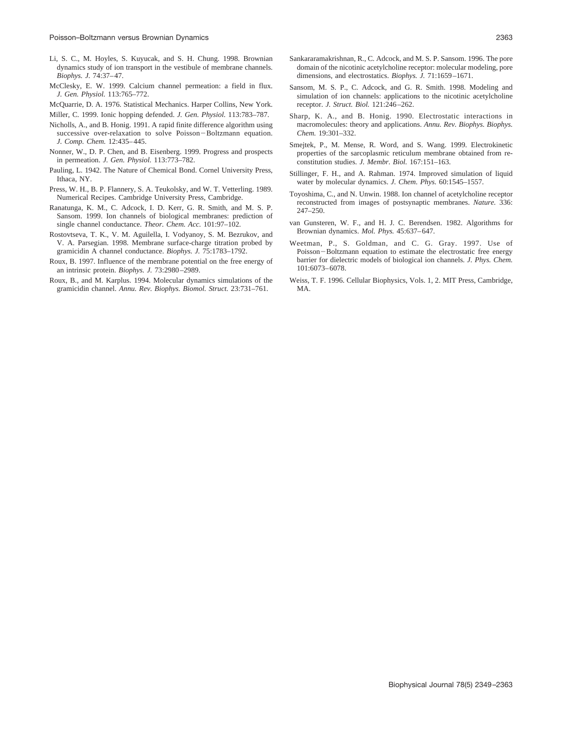Li, S. C., M. Hoyles, S. Kuyucak, and S. H. Chung. 1998. Brownian dynamics study of ion transport in the vestibule of membrane channels. *Biophys. J.* 74:37–47.

McClesky, E. W. 1999. Calcium channel permeation: a field in flux. *J. Gen. Physiol.* 113:765–772.

McQuarrie, D. A. 1976. Statistical Mechanics. Harper Collins, New York.

Miller, C. 1999. Ionic hopping defended. *J. Gen. Physiol.* 113:783–787.

Nicholls, A., and B. Honig. 1991. A rapid finite difference algorithm using successive over-relaxation to solve Poisson−Boltzmann equation. *J. Comp. Chem.* 12:435–445.

Nonner, W., D. P. Chen, and B. Eisenberg. 1999. Progress and prospects in permeation. *J. Gen. Physiol.* 113:773–782.

Pauling, L. 1942. The Nature of Chemical Bond. Cornel University Press, Ithaca, NY.

Press, W. H., B. P. Flannery, S. A. Teukolsky, and W. T. Vetterling. 1989. Numerical Recipes. Cambridge University Press, Cambridge.

Ranatunga, K. M., C. Adcock, I. D. Kerr, G. R. Smith, and M. S. P. Sansom. 1999. Ion channels of biological membranes: prediction of single channel conductance. *Theor. Chem. Acc.* 101:97–102.

Rostovtseva, T. K., V. M. Aguilella, I. Vodyanoy, S. M. Bezrukov, and V. A. Parsegian. 1998. Membrane surface-charge titration probed by gramicidin A channel conductance. *Biophys. J.* 75:1783–1792.

Roux, B. 1997. Influence of the membrane potential on the free energy of an intrinsic protein. *Biophys. J.* 73:2980–2989.

Roux, B., and M. Karplus. 1994. Molecular dynamics simulations of the gramicidin channel. *Annu. Rev. Biophys. Biomol. Struct.* 23:731–761.

Sankararamakrishnan, R., C. Adcock, and M. S. P. Sansom. 1996. The pore domain of the nicotinic acetylcholine receptor: molecular modeling, pore dimensions, and electrostatics. *Biophys. J.* 71:1659–1671.

Sansom, M. S. P., C. Adcock, and G. R. Smith. 1998. Modeling and simulation of ion channels: applications to the nicotinic acetylcholine receptor. *J. Struct. Biol.* 121:246–262.

Sharp, K. A., and B. Honig. 1990. Electrostatic interactions in macromolecules: theory and applications. *Annu. Rev. Biophys. Biophys. Chem.* 19:301–332.

Smejtek, P., M. Mense, R. Word, and S. Wang. 1999. Electrokinetic properties of the sarcoplasmic reticulum membrane obtained from reconstitution studies. *J. Membr. Biol.* 167:151–163.

Stillinger, F. H., and A. Rahman. 1974. Improved simulation of liquid water by molecular dynamics. *J. Chem. Phys.* 60:1545–1557.

Toyoshima, C., and N. Unwin. 1988. Ion channel of acetylcholine receptor reconstructed from images of postsynaptic membranes. *Nature.* 336: 247–250.

van Gunsteren, W. F., and H. J. C. Berendsen. 1982. Algorithms for Brownian dynamics. *Mol. Phys.* 45:637–647.

Weetman, P., S. Goldman, and C. G. Gray. 1997. Use of Poisson−Boltzmann equation to estimate the electrostatic free energy barrier for dielectric models of biological ion channels. *J. Phys. Chem.* 101:6073–6078.

Weiss, T. F. 1996. Cellular Biophysics, Vols. 1, 2. MIT Press, Cambridge, MA.